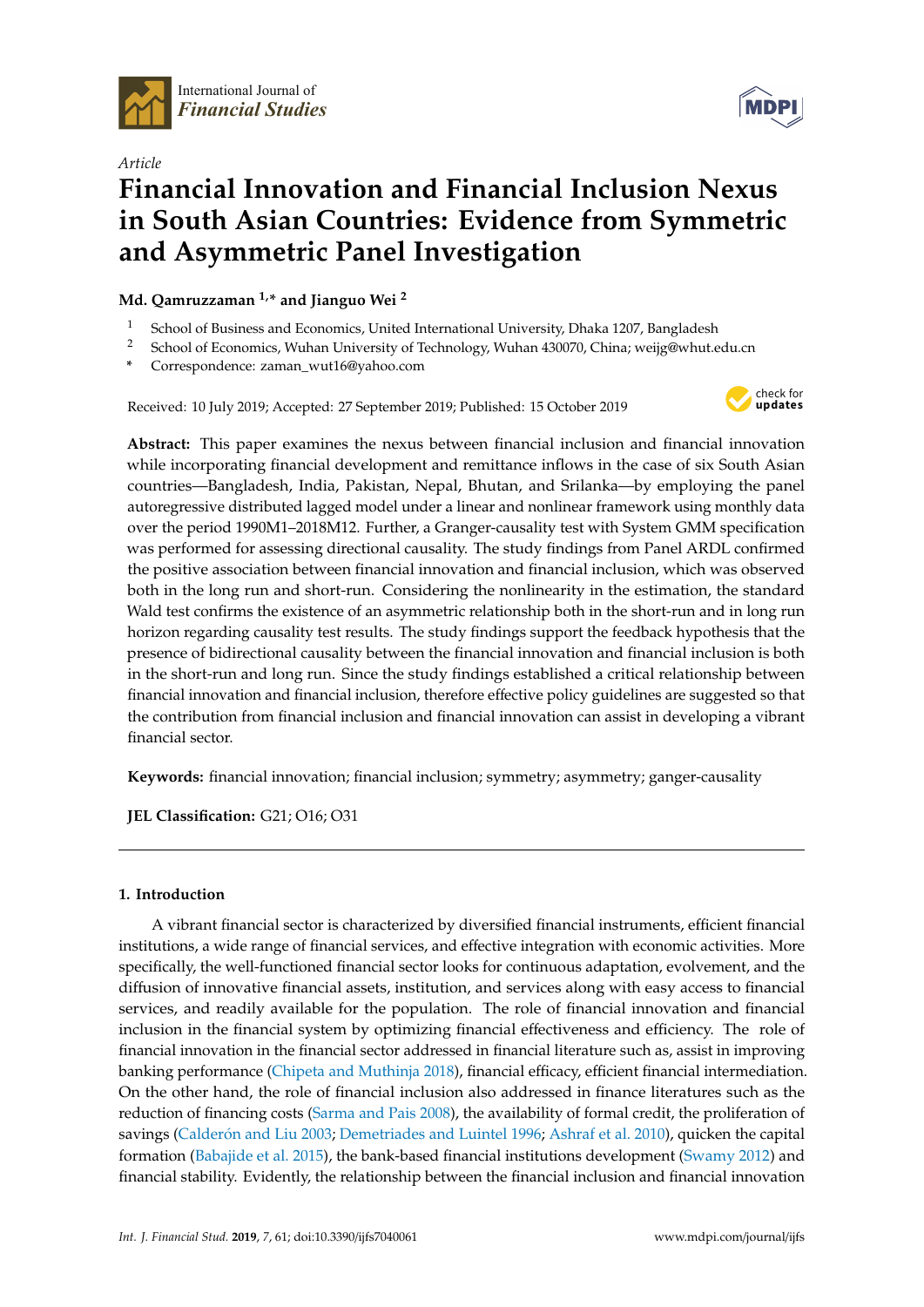Article

# Financial Innovation and Financial Inclusion Nexus in South Asian Countries: Evidence from Symmetric and Asymmetric Panel Investigation

**Md. Qamruzzaman [1,*] and Jianguo Wei [2]**

[1] School of Business and Economics, United International University, Dhaka 1207, Bangladesh
[2] School of Economics, Wuhan University of Technology, Wuhan 430070, China; weijg@whut.edu.cn
\* Correspondence: zaman_wut16@yahoo.com

Received: 10 July 2019; Accepted: 27 September 2019; Published: 15 October 2019

**Abstract:** This paper examines the nexus between financial inclusion and financial innovation while incorporating financial development and remittance inflows in the case of six South Asian countries—Bangladesh, India, Pakistan, Nepal, Bhutan, and Srilanka—by employing the panel autoregressive distributed lagged model under a linear and nonlinear framework using monthly data over the period 1990M1–2018M12. Further, a Granger-causality test with System GMM specification was performed for assessing directional causality. The study findings from Panel ARDL confirmed the positive association between financial innovation and financial inclusion, which was observed both in the long run and short-run. Considering the nonlinearity in the estimation, the standard Wald test confirms the existence of an asymmetric relationship both in the short-run and in long run horizon regarding causality test results. The study findings support the feedback hypothesis that the presence of bidirectional causality between the financial innovation and financial inclusion is both in the short-run and long run. Since the study findings established a critical relationship between financial innovation and financial inclusion, therefore effective policy guidelines are suggested so that the contribution from financial inclusion and financial innovation can assist in developing a vibrant financial sector.

**Keywords:** financial innovation; financial inclusion; symmetry; asymmetry; ganger-causality

**JEL Classification:** G21; O16; O31

## 1. Introduction

A vibrant financial sector is characterized by diversified financial instruments, efficient financial institutions, a wide range of financial services, and effective integration with economic activities. More specifically, the well-functioned financial sector looks for continuous adaptation, evolvement, and the diffusion of innovative financial assets, institution, and services along with easy access to financial services, and readily available for the population. The role of financial innovation and financial inclusion in the financial system by optimizing financial effectiveness and efficiency. The role of financial innovation in the financial sector addressed in financial literature such as, assist in improving banking performance (Chipeta and Muthinja 2018), financial efficacy, efficient financial intermediation. On the other hand, the role of financial inclusion also addressed in finance literatures such as the reduction of financing costs (Sarma and Pais 2008), the availability of formal credit, the proliferation of savings (Calderón and Liu 2003; Demetriades and Luintel 1996; Ashraf et al. 2010), quicken the capital formation (Babajide et al. 2015), the bank-based financial institutions development (Swamy 2012) and financial stability. Evidently, the relationship between the financial inclusion and financial innovation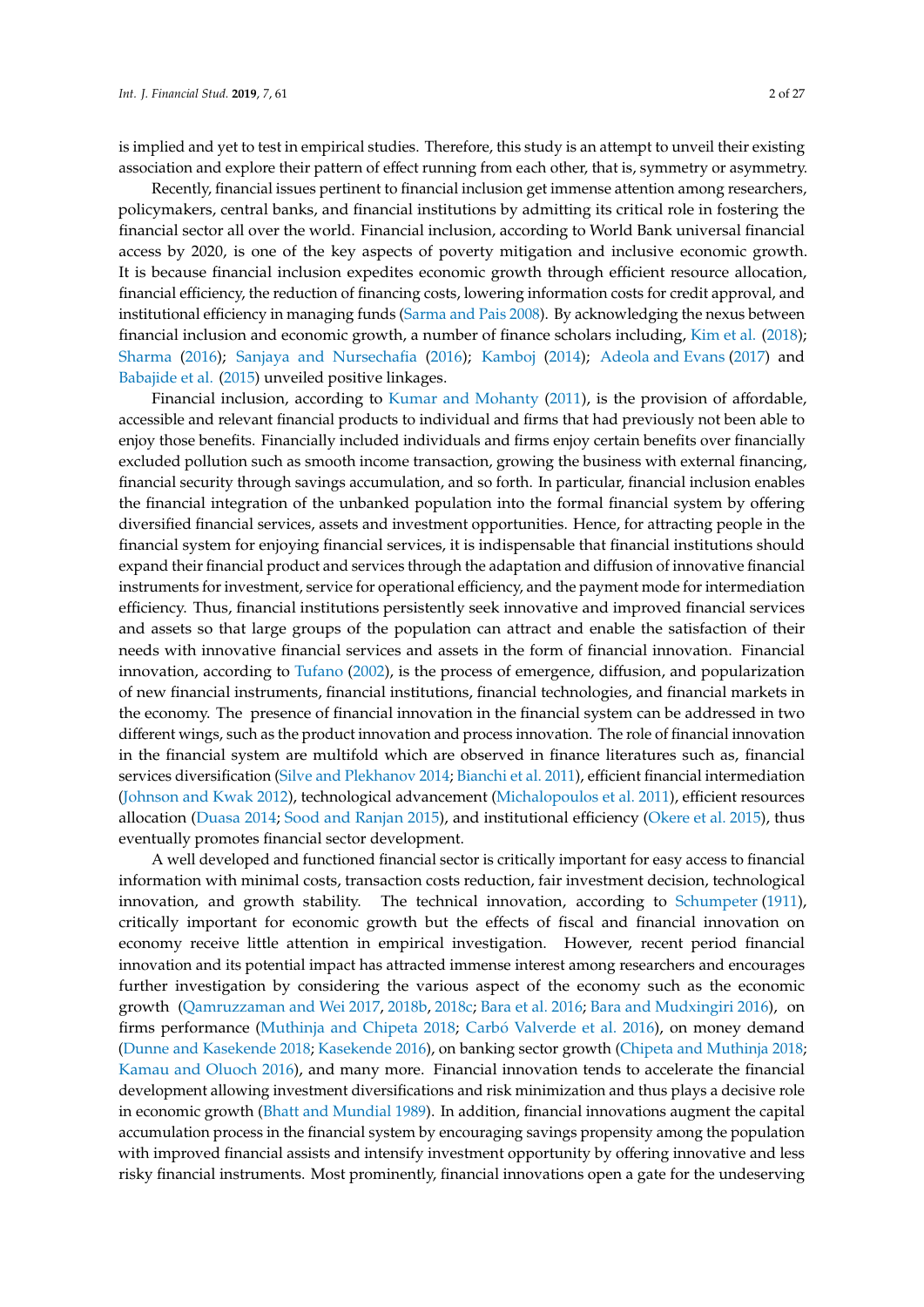is implied and yet to test in empirical studies. Therefore, this study is an attempt to unveil their existing association and explore their pattern of effect running from each other, that is, symmetry or asymmetry.

Recently, financial issues pertinent to financial inclusion get immense attention among researchers, policymakers, central banks, and financial institutions by admitting its critical role in fostering the financial sector all over the world. Financial inclusion, according to World Bank universal financial access by 2020, is one of the key aspects of poverty mitigation and inclusive economic growth. It is because financial inclusion expedites economic growth through efficient resource allocation, financial efficiency, the reduction of financing costs, lowering information costs for credit approval, and institutional efficiency in managing funds (Sarma and Pais 2008). By acknowledging the nexus between financial inclusion and economic growth, a number of finance scholars including, Kim et al. (2018); Sharma (2016); Sanjaya and Nursechafia (2016); Kamboj (2014); Adeola and Evans (2017) and Babajide et al. (2015) unveiled positive linkages.

Financial inclusion, according to Kumar and Mohanty (2011), is the provision of affordable, accessible and relevant financial products to individual and firms that had previously not been able to enjoy those benefits. Financially included individuals and firms enjoy certain benefits over financially excluded pollution such as smooth income transaction, growing the business with external financing, financial security through savings accumulation, and so forth. In particular, financial inclusion enables the financial integration of the unbanked population into the formal financial system by offering diversified financial services, assets and investment opportunities. Hence, for attracting people in the financial system for enjoying financial services, it is indispensable that financial institutions should expand their financial product and services through the adaptation and diffusion of innovative financial instruments for investment, service for operational efficiency, and the payment mode for intermediation efficiency. Thus, financial institutions persistently seek innovative and improved financial services and assets so that large groups of the population can attract and enable the satisfaction of their needs with innovative financial services and assets in the form of financial innovation. Financial innovation, according to Tufano (2002), is the process of emergence, diffusion, and popularization of new financial instruments, financial institutions, financial technologies, and financial markets in the economy. The presence of financial innovation in the financial system can be addressed in two different wings, such as the product innovation and process innovation. The role of financial innovation in the financial system are multifold which are observed in finance literatures such as, financial services diversification (Silve and Plekhanov 2014; Bianchi et al. 2011), efficient financial intermediation (Johnson and Kwak 2012), technological advancement (Michalopoulos et al. 2011), efficient resources allocation (Duasa 2014; Sood and Ranjan 2015), and institutional efficiency (Okere et al. 2015), thus eventually promotes financial sector development.

A well developed and functioned financial sector is critically important for easy access to financial information with minimal costs, transaction costs reduction, fair investment decision, technological innovation, and growth stability. The technical innovation, according to Schumpeter (1911), critically important for economic growth but the effects of fiscal and financial innovation on economy receive little attention in empirical investigation. However, recent period financial innovation and its potential impact has attracted immense interest among researchers and encourages further investigation by considering the various aspect of the economy such as the economic growth (Qamruzzaman and Wei 2017, 2018b, 2018c; Bara et al. 2016; Bara and Mudxingiri 2016), on firms performance (Muthinja and Chipeta 2018; Carbó Valverde et al. 2016), on money demand (Dunne and Kasekende 2018; Kasekende 2016), on banking sector growth (Chipeta and Muthinja 2018; Kamau and Oluoch 2016), and many more. Financial innovation tends to accelerate the financial development allowing investment diversifications and risk minimization and thus plays a decisive role in economic growth (Bhatt and Mundial 1989). In addition, financial innovations augment the capital accumulation process in the financial system by encouraging savings propensity among the population with improved financial assists and intensify investment opportunity by offering innovative and less risky financial instruments. Most prominently, financial innovations open a gate for the undeserving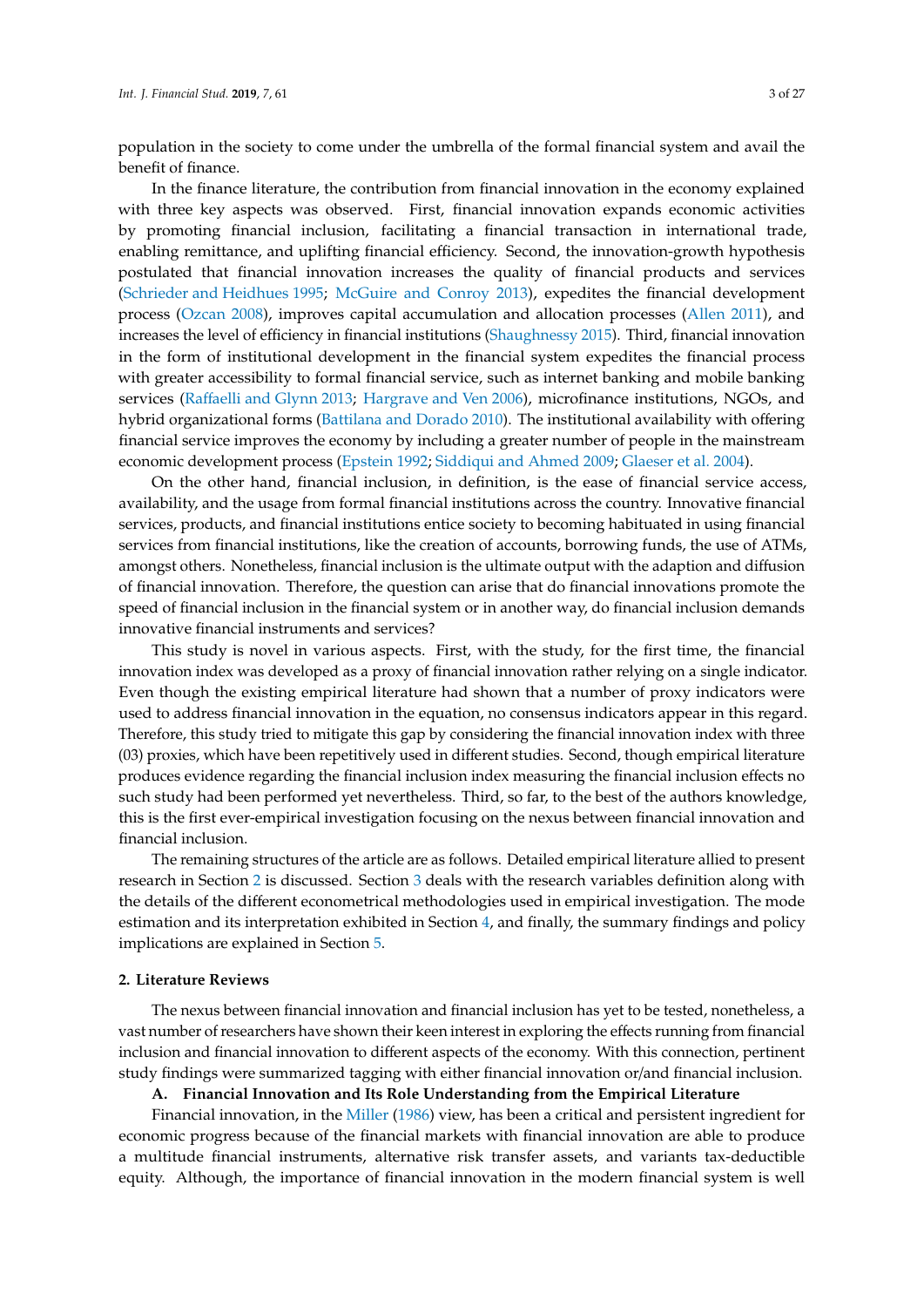population in the society to come under the umbrella of the formal financial system and avail the benefit of finance.

In the finance literature, the contribution from financial innovation in the economy explained with three key aspects was observed. First, financial innovation expands economic activities by promoting financial inclusion, facilitating a financial transaction in international trade, enabling remittance, and uplifting financial efficiency. Second, the innovation-growth hypothesis postulated that financial innovation increases the quality of financial products and services (Schrieder and Heidhues 1995; McGuire and Conroy 2013), expedites the financial development process (Ozcan 2008), improves capital accumulation and allocation processes (Allen 2011), and increases the level of efficiency in financial institutions (Shaughnessy 2015). Third, financial innovation in the form of institutional development in the financial system expedites the financial process with greater accessibility to formal financial service, such as internet banking and mobile banking services (Raffaelli and Glynn 2013; Hargrave and Ven 2006), microfinance institutions, NGOs, and hybrid organizational forms (Battilana and Dorado 2010). The institutional availability with offering financial service improves the economy by including a greater number of people in the mainstream economic development process (Epstein 1992; Siddiqui and Ahmed 2009; Glaeser et al. 2004).

On the other hand, financial inclusion, in definition, is the ease of financial service access, availability, and the usage from formal financial institutions across the country. Innovative financial services, products, and financial institutions entice society to becoming habituated in using financial services from financial institutions, like the creation of accounts, borrowing funds, the use of ATMs, amongst others. Nonetheless, financial inclusion is the ultimate output with the adaption and diffusion of financial innovation. Therefore, the question can arise that do financial innovations promote the speed of financial inclusion in the financial system or in another way, do financial inclusion demands innovative financial instruments and services?

This study is novel in various aspects. First, with the study, for the first time, the financial innovation index was developed as a proxy of financial innovation rather relying on a single indicator. Even though the existing empirical literature had shown that a number of proxy indicators were used to address financial innovation in the equation, no consensus indicators appear in this regard. Therefore, this study tried to mitigate this gap by considering the financial innovation index with three (03) proxies, which have been repetitively used in different studies. Second, though empirical literature produces evidence regarding the financial inclusion index measuring the financial inclusion effects no such study had been performed yet nevertheless. Third, so far, to the best of the authors knowledge, this is the first ever-empirical investigation focusing on the nexus between financial innovation and financial inclusion.

The remaining structures of the article are as follows. Detailed empirical literature allied to present research in Section 2 is discussed. Section 3 deals with the research variables definition along with the details of the different econometrical methodologies used in empirical investigation. The mode estimation and its interpretation exhibited in Section 4, and finally, the summary findings and policy implications are explained in Section 5.

## 2. Literature Reviews

The nexus between financial innovation and financial inclusion has yet to be tested, nonetheless, a vast number of researchers have shown their keen interest in exploring the effects running from financial inclusion and financial innovation to different aspects of the economy. With this connection, pertinent study findings were summarized tagging with either financial innovation or/and financial inclusion.

### A. Financial Innovation and Its Role Understanding from the Empirical Literature

Financial innovation, in the Miller (1986) view, has been a critical and persistent ingredient for economic progress because of the financial markets with financial innovation are able to produce a multitude financial instruments, alternative risk transfer assets, and variants tax-deductible equity. Although, the importance of financial innovation in the modern financial system is well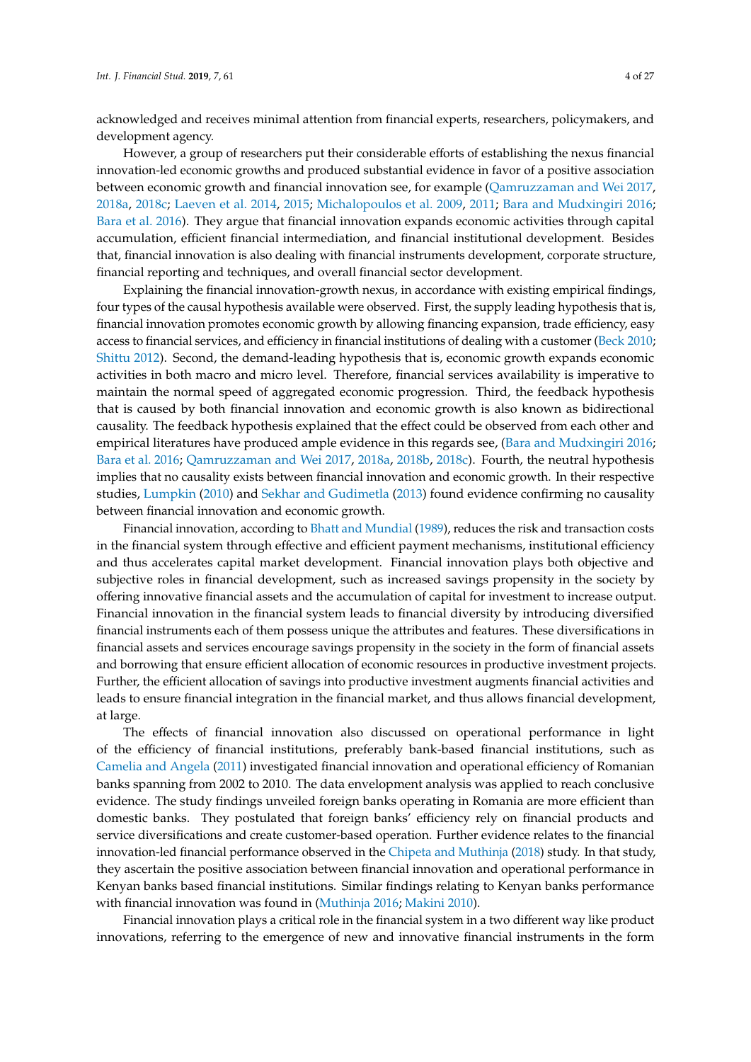acknowledged and receives minimal attention from financial experts, researchers, policymakers, and development agency.

However, a group of researchers put their considerable efforts of establishing the nexus financial innovation-led economic growths and produced substantial evidence in favor of a positive association between economic growth and financial innovation see, for example (Qamruzzaman and Wei 2017, 2018a, 2018c; Laeven et al. 2014, 2015; Michalopoulos et al. 2009, 2011; Bara and Mudxingiri 2016; Bara et al. 2016). They argue that financial innovation expands economic activities through capital accumulation, efficient financial intermediation, and financial institutional development. Besides that, financial innovation is also dealing with financial instruments development, corporate structure, financial reporting and techniques, and overall financial sector development.

Explaining the financial innovation-growth nexus, in accordance with existing empirical findings, four types of the causal hypothesis available were observed. First, the supply leading hypothesis that is, financial innovation promotes economic growth by allowing financing expansion, trade efficiency, easy access to financial services, and efficiency in financial institutions of dealing with a customer (Beck 2010; Shittu 2012). Second, the demand-leading hypothesis that is, economic growth expands economic activities in both macro and micro level. Therefore, financial services availability is imperative to maintain the normal speed of aggregated economic progression. Third, the feedback hypothesis that is caused by both financial innovation and economic growth is also known as bidirectional causality. The feedback hypothesis explained that the effect could be observed from each other and empirical literatures have produced ample evidence in this regards see, (Bara and Mudxingiri 2016; Bara et al. 2016; Qamruzzaman and Wei 2017, 2018a, 2018b, 2018c). Fourth, the neutral hypothesis implies that no causality exists between financial innovation and economic growth. In their respective studies, Lumpkin (2010) and Sekhar and Gudimetla (2013) found evidence confirming no causality between financial innovation and economic growth.

Financial innovation, according to Bhatt and Mundial (1989), reduces the risk and transaction costs in the financial system through effective and efficient payment mechanisms, institutional efficiency and thus accelerates capital market development. Financial innovation plays both objective and subjective roles in financial development, such as increased savings propensity in the society by offering innovative financial assets and the accumulation of capital for investment to increase output. Financial innovation in the financial system leads to financial diversity by introducing diversified financial instruments each of them possess unique the attributes and features. These diversifications in financial assets and services encourage savings propensity in the society in the form of financial assets and borrowing that ensure efficient allocation of economic resources in productive investment projects. Further, the efficient allocation of savings into productive investment augments financial activities and leads to ensure financial integration in the financial market, and thus allows financial development, at large.

The effects of financial innovation also discussed on operational performance in light of the efficiency of financial institutions, preferably bank-based financial institutions, such as Camelia and Angela (2011) investigated financial innovation and operational efficiency of Romanian banks spanning from 2002 to 2010. The data envelopment analysis was applied to reach conclusive evidence. The study findings unveiled foreign banks operating in Romania are more efficient than domestic banks. They postulated that foreign banks' efficiency rely on financial products and service diversifications and create customer-based operation. Further evidence relates to the financial innovation-led financial performance observed in the Chipeta and Muthinja (2018) study. In that study, they ascertain the positive association between financial innovation and operational performance in Kenyan banks based financial institutions. Similar findings relating to Kenyan banks performance with financial innovation was found in (Muthinja 2016; Makini 2010).

Financial innovation plays a critical role in the financial system in a two different way like product innovations, referring to the emergence of new and innovative financial instruments in the form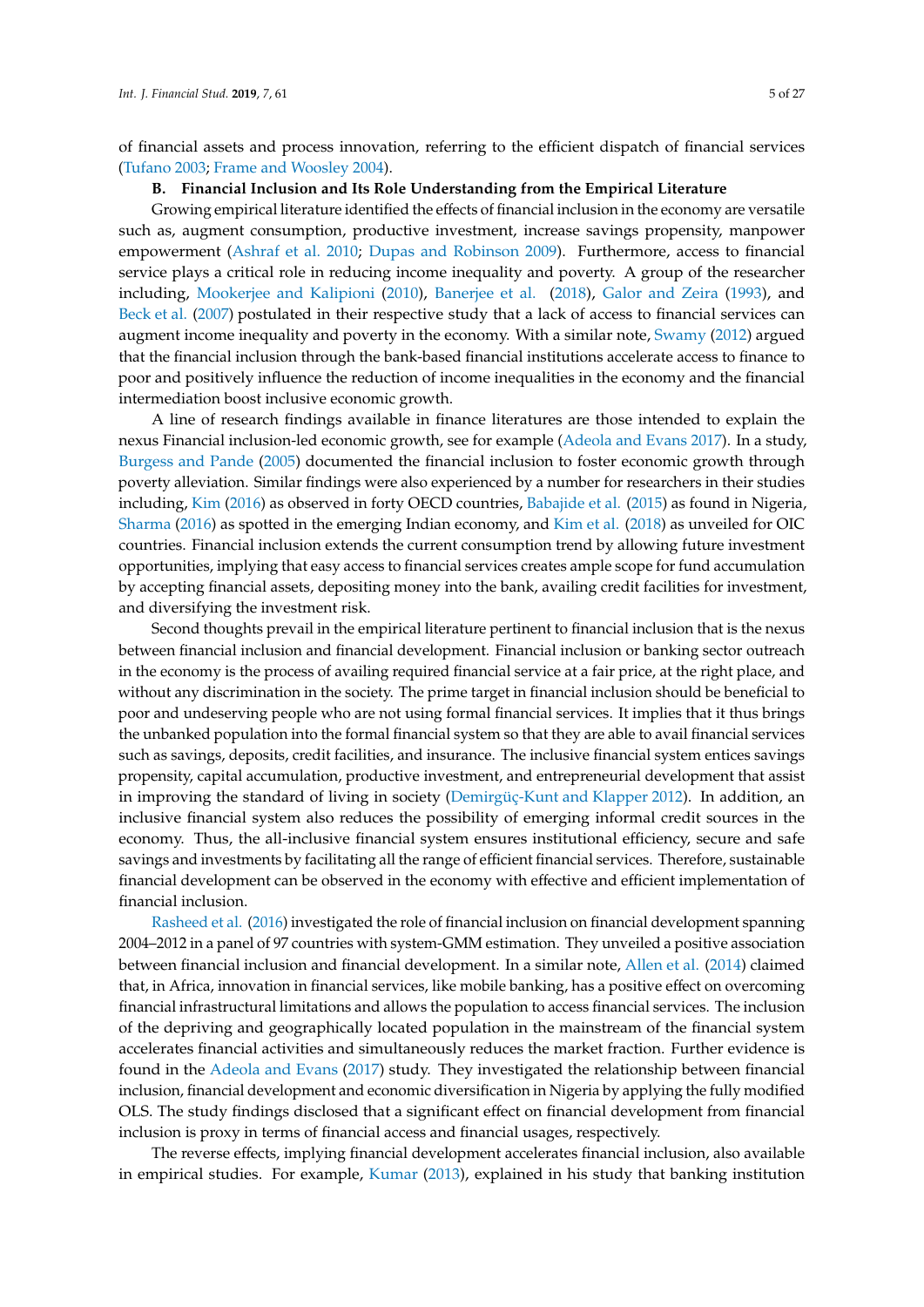of financial assets and process innovation, referring to the efficient dispatch of financial services (Tufano 2003; Frame and Woosley 2004).

**B. Financial Inclusion and Its Role Understanding from the Empirical Literature**

Growing empirical literature identified the effects of financial inclusion in the economy are versatile such as, augment consumption, productive investment, increase savings propensity, manpower empowerment (Ashraf et al. 2010; Dupas and Robinson 2009). Furthermore, access to financial service plays a critical role in reducing income inequality and poverty. A group of the researcher including, Mookerjee and Kalipioni (2010), Banerjee et al. (2018), Galor and Zeira (1993), and Beck et al. (2007) postulated in their respective study that a lack of access to financial services can augment income inequality and poverty in the economy. With a similar note, Swamy (2012) argued that the financial inclusion through the bank-based financial institutions accelerate access to finance to poor and positively influence the reduction of income inequalities in the economy and the financial intermediation boost inclusive economic growth.

A line of research findings available in finance literatures are those intended to explain the nexus Financial inclusion-led economic growth, see for example (Adeola and Evans 2017). In a study, Burgess and Pande (2005) documented the financial inclusion to foster economic growth through poverty alleviation. Similar findings were also experienced by a number for researchers in their studies including, Kim (2016) as observed in forty OECD countries, Babajide et al. (2015) as found in Nigeria, Sharma (2016) as spotted in the emerging Indian economy, and Kim et al. (2018) as unveiled for OIC countries. Financial inclusion extends the current consumption trend by allowing future investment opportunities, implying that easy access to financial services creates ample scope for fund accumulation by accepting financial assets, depositing money into the bank, availing credit facilities for investment, and diversifying the investment risk.

Second thoughts prevail in the empirical literature pertinent to financial inclusion that is the nexus between financial inclusion and financial development. Financial inclusion or banking sector outreach in the economy is the process of availing required financial service at a fair price, at the right place, and without any discrimination in the society. The prime target in financial inclusion should be beneficial to poor and undeserving people who are not using formal financial services. It implies that it thus brings the unbanked population into the formal financial system so that they are able to avail financial services such as savings, deposits, credit facilities, and insurance. The inclusive financial system entices savings propensity, capital accumulation, productive investment, and entrepreneurial development that assist in improving the standard of living in society (Demirgüç-Kunt and Klapper 2012). In addition, an inclusive financial system also reduces the possibility of emerging informal credit sources in the economy. Thus, the all-inclusive financial system ensures institutional efficiency, secure and safe savings and investments by facilitating all the range of efficient financial services. Therefore, sustainable financial development can be observed in the economy with effective and efficient implementation of financial inclusion.

Rasheed et al. (2016) investigated the role of financial inclusion on financial development spanning 2004–2012 in a panel of 97 countries with system-GMM estimation. They unveiled a positive association between financial inclusion and financial development. In a similar note, Allen et al. (2014) claimed that, in Africa, innovation in financial services, like mobile banking, has a positive effect on overcoming financial infrastructural limitations and allows the population to access financial services. The inclusion of the depriving and geographically located population in the mainstream of the financial system accelerates financial activities and simultaneously reduces the market fraction. Further evidence is found in the Adeola and Evans (2017) study. They investigated the relationship between financial inclusion, financial development and economic diversification in Nigeria by applying the fully modified OLS. The study findings disclosed that a significant effect on financial development from financial inclusion is proxy in terms of financial access and financial usages, respectively.

The reverse effects, implying financial development accelerates financial inclusion, also available in empirical studies. For example, Kumar (2013), explained in his study that banking institution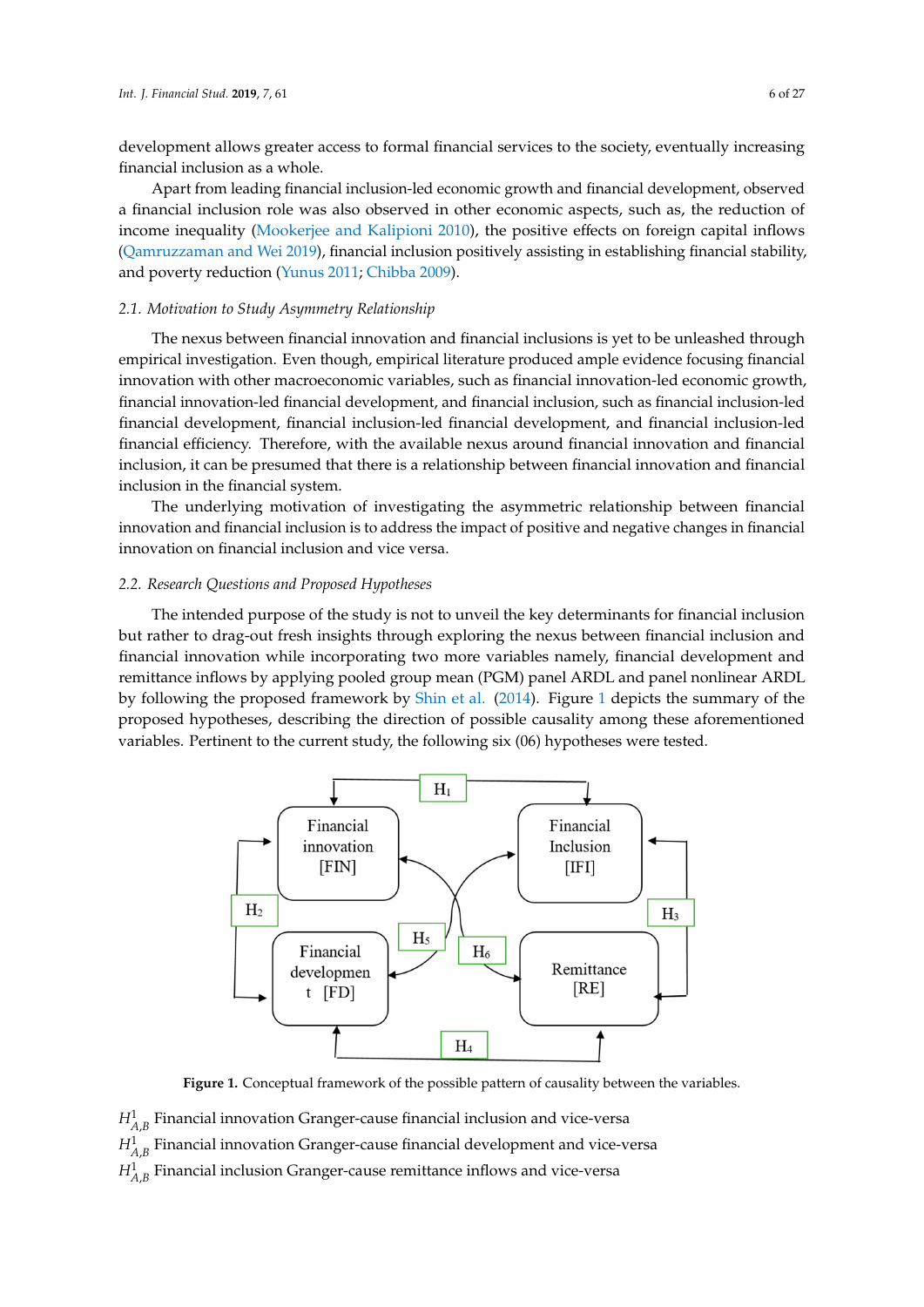development allows greater access to formal financial services to the society, eventually increasing financial inclusion as a whole.

Apart from leading financial inclusion-led economic growth and financial development, observed a financial inclusion role was also observed in other economic aspects, such as, the reduction of income inequality (Mookerjee and Kalipioni 2010), the positive effects on foreign capital inflows (Qamruzzaman and Wei 2019), financial inclusion positively assisting in establishing financial stability, and poverty reduction (Yunus 2011; Chibba 2009).

### *2.1. Motivation to Study Asymmetry Relationship*

The nexus between financial innovation and financial inclusions is yet to be unleashed through empirical investigation. Even though, empirical literature produced ample evidence focusing financial innovation with other macroeconomic variables, such as financial innovation-led economic growth, financial innovation-led financial development, and financial inclusion, such as financial inclusion-led financial development, financial inclusion-led financial development, and financial inclusion-led financial efficiency. Therefore, with the available nexus around financial innovation and financial inclusion, it can be presumed that there is a relationship between financial innovation and financial inclusion in the financial system.

The underlying motivation of investigating the asymmetric relationship between financial innovation and financial inclusion is to address the impact of positive and negative changes in financial innovation on financial inclusion and vice versa.

### *2.2. Research Questions and Proposed Hypotheses*

The intended purpose of the study is not to unveil the key determinants for financial inclusion but rather to drag-out fresh insights through exploring the nexus between financial inclusion and financial innovation while incorporating two more variables namely, financial development and remittance inflows by applying pooled group mean (PGM) panel ARDL and panel nonlinear ARDL by following the proposed framework by Shin et al. (2014). Figure 1 depicts the summary of the proposed hypotheses, describing the direction of possible causality among these aforementioned variables. Pertinent to the current study, the following six (06) hypotheses were tested.

**Figure 1.** Conceptual framework of the possible pattern of causality between the variables.

$H^1_{A,B}$ Financial innovation Granger-cause financial inclusion and vice-versa

$H^1_{A,B}$ Financial innovation Granger-cause financial development and vice-versa

$H^1_{A,B}$ Financial inclusion Granger-cause remittance inflows and vice-versa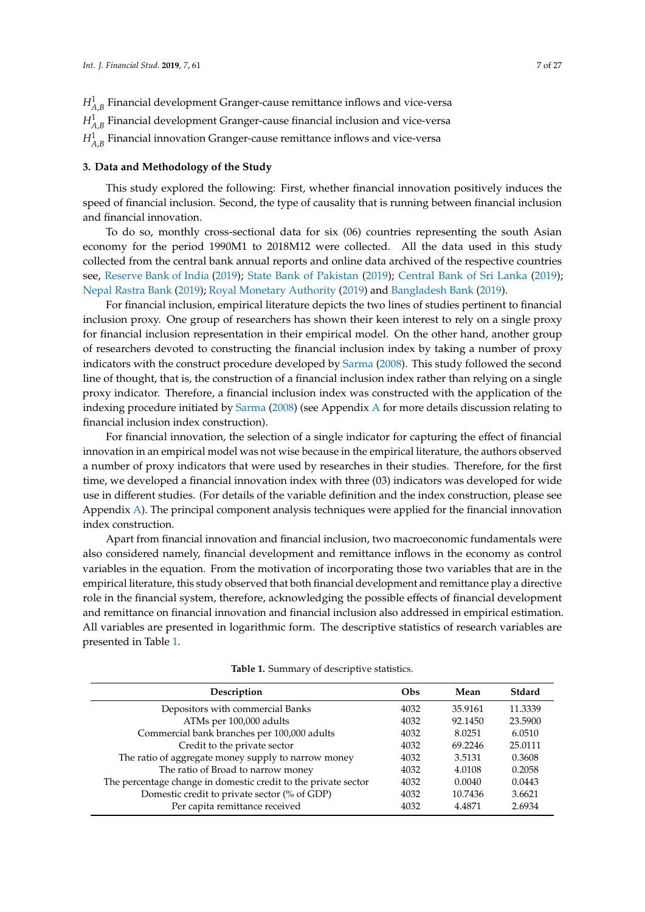$H^1_{A,B}$ Financial development Granger-cause remittance inflows and vice-versa

$H^1_{A,B}$ Financial development Granger-cause financial inclusion and vice-versa

$H^1_{A,B}$ Financial innovation Granger-cause remittance inflows and vice-versa

## 3. Data and Methodology of the Study

This study explored the following: First, whether financial innovation positively induces the speed of financial inclusion. Second, the type of causality that is running between financial inclusion and financial innovation.

To do so, monthly cross-sectional data for six (06) countries representing the south Asian economy for the period 1990M1 to 2018M12 were collected. All the data used in this study collected from the central bank annual reports and online data archived of the respective countries see, Reserve Bank of India (2019); State Bank of Pakistan (2019); Central Bank of Sri Lanka (2019); Nepal Rastra Bank (2019); Royal Monetary Authority (2019) and Bangladesh Bank (2019).

For financial inclusion, empirical literature depicts the two lines of studies pertinent to financial inclusion proxy. One group of researchers has shown their keen interest to rely on a single proxy for financial inclusion representation in their empirical model. On the other hand, another group of researchers devoted to constructing the financial inclusion index by taking a number of proxy indicators with the construct procedure developed by Sarma (2008). This study followed the second line of thought, that is, the construction of a financial inclusion index rather than relying on a single proxy indicator. Therefore, a financial inclusion index was constructed with the application of the indexing procedure initiated by Sarma (2008) (see Appendix A for more details discussion relating to financial inclusion index construction).

For financial innovation, the selection of a single indicator for capturing the effect of financial innovation in an empirical model was not wise because in the empirical literature, the authors observed a number of proxy indicators that were used by researches in their studies. Therefore, for the first time, we developed a financial innovation index with three (03) indicators was developed for wide use in different studies. (For details of the variable definition and the index construction, please see Appendix A). The principal component analysis techniques were applied for the financial innovation index construction.

Apart from financial innovation and financial inclusion, two macroeconomic fundamentals were also considered namely, financial development and remittance inflows in the economy as control variables in the equation. From the motivation of incorporating those two variables that are in the empirical literature, this study observed that both financial development and remittance play a directive role in the financial system, therefore, acknowledging the possible effects of financial development and remittance on financial innovation and financial inclusion also addressed in empirical estimation. All variables are presented in logarithmic form. The descriptive statistics of research variables are presented in Table 1.

**Table 1.** Summary of descriptive statistics.

| Description | Obs | Mean | Stdard |
|---|---|---|---|
| Depositors with commercial Banks | 4032 | 35.9161 | 11.3339 |
| ATMs per 100,000 adults | 4032 | 92.1450 | 23.5900 |
| Commercial bank branches per 100,000 adults | 4032 | 8.0251 | 6.0510 |
| Credit to the private sector | 4032 | 69.2246 | 25.0111 |
| The ratio of aggregate money supply to narrow money | 4032 | 3.5131 | 0.3608 |
| The ratio of Broad to narrow money | 4032 | 4.0108 | 0.2058 |
| The percentage change in domestic credit to the private sector | 4032 | 0.0040 | 0.0443 |
| Domestic credit to private sector (% of GDP) | 4032 | 10.7436 | 3.6621 |
| Per capita remittance received | 4032 | 4.4871 | 2.6934 |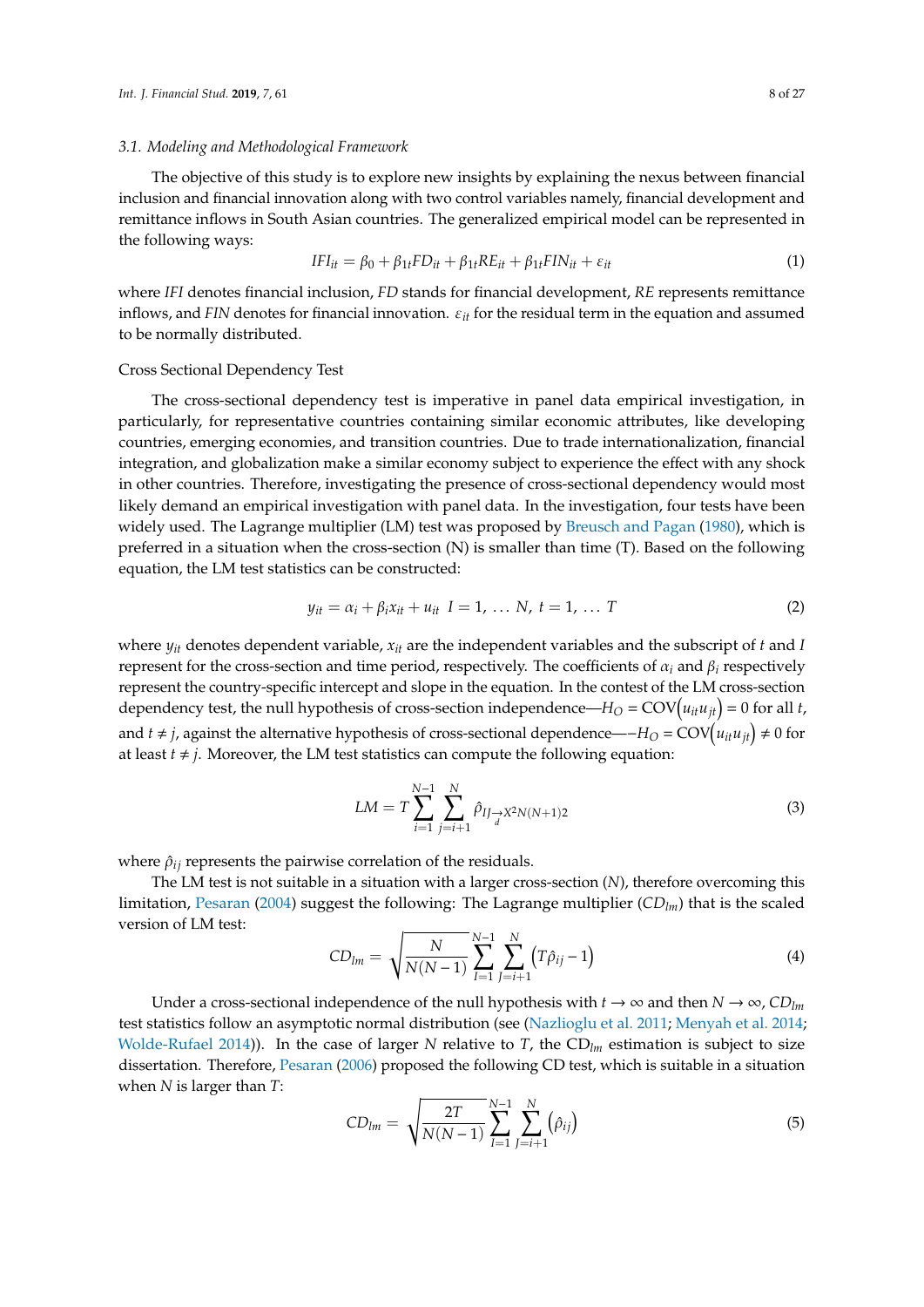### 3.1. Modeling and Methodological Framework

The objective of this study is to explore new insights by explaining the nexus between financial inclusion and financial innovation along with two control variables namely, financial development and remittance inflows in South Asian countries. The generalized empirical model can be represented in the following ways:

$$IFI_{it} = \beta_0 + \beta_{1t}FD_{it} + \beta_{1t}RE_{it} + \beta_{1t}FIN_{it} + \varepsilon_{it} \tag{1}$$

where *IFI* denotes financial inclusion, *FD* stands for financial development, *RE* represents remittance inflows, and *FIN* denotes for financial innovation. $\varepsilon_{it}$ for the residual term in the equation and assumed to be normally distributed.

Cross Sectional Dependency Test

The cross-sectional dependency test is imperative in panel data empirical investigation, in particularly, for representative countries containing similar economic attributes, like developing countries, emerging economies, and transition countries. Due to trade internationalization, financial integration, and globalization make a similar economy subject to experience the effect with any shock in other countries. Therefore, investigating the presence of cross-sectional dependency would most likely demand an empirical investigation with panel data. In the investigation, four tests have been widely used. The Lagrange multiplier (LM) test was proposed by Breusch and Pagan (1980), which is preferred in a situation when the cross-section (N) is smaller than time (T). Based on the following equation, the LM test statistics can be constructed:

$$y_{it} = \alpha_i + \beta_i x_{it} + u_{it} \;\; I = 1, \ldots N, \; t = 1, \ldots T \tag{2}$$

where $y_{it}$ denotes dependent variable, $x_{it}$ are the independent variables and the subscript of $t$ and $I$ represent for the cross-section and time period, respectively. The coefficients of $\alpha_i$ and $\beta_i$ respectively represent the country-specific intercept and slope in the equation. In the contest of the LM cross-section dependency test, the null hypothesis of cross-section independence—$H_O = \text{COV}\left(u_{it}u_{jt}\right) = 0$ for all $t$, and $t \neq j$, against the alternative hypothesis of cross-sectional dependence—$-H_O = \text{COV}\left(u_{it}u_{jt}\right) \neq 0$ for at least $t \neq j$. Moreover, the LM test statistics can compute the following equation:

$$LM = T\sum_{i=1}^{N-1}\sum_{j=i+1}^{N}\hat{\rho}_{IJ\underset{d}{\rightarrow}X^2N(N+1)2} \tag{3}$$

where $\hat{\rho}_{ij}$ represents the pairwise correlation of the residuals.

The LM test is not suitable in a situation with a larger cross-section (*N*), therefore overcoming this limitation, Pesaran (2004) suggest the following: The Lagrange multiplier ($CD_{lm}$) that is the scaled version of LM test:

$$CD_{lm} = \sqrt{\frac{N}{N(N-1)}}\sum_{I=1}^{N-1}\sum_{J=i+1}^{N}\left(T\hat{\rho}_{ij} - 1\right) \tag{4}$$

Under a cross-sectional independence of the null hypothesis with $t \to \infty$ and then $N \to \infty$, $CD_{lm}$ test statistics follow an asymptotic normal distribution (see (Nazlioglu et al. 2011; Menyah et al. 2014; Wolde-Rufael 2014)). In the case of larger *N* relative to *T*, the $CD_{lm}$ estimation is subject to size dissertation. Therefore, Pesaran (2006) proposed the following CD test, which is suitable in a situation when *N* is larger than *T*:

$$CD_{lm} = \sqrt{\frac{2T}{N(N-1)}}\sum_{I=1}^{N-1}\sum_{J=i+1}^{N}\left(\hat{\rho}_{ij}\right) \tag{5}$$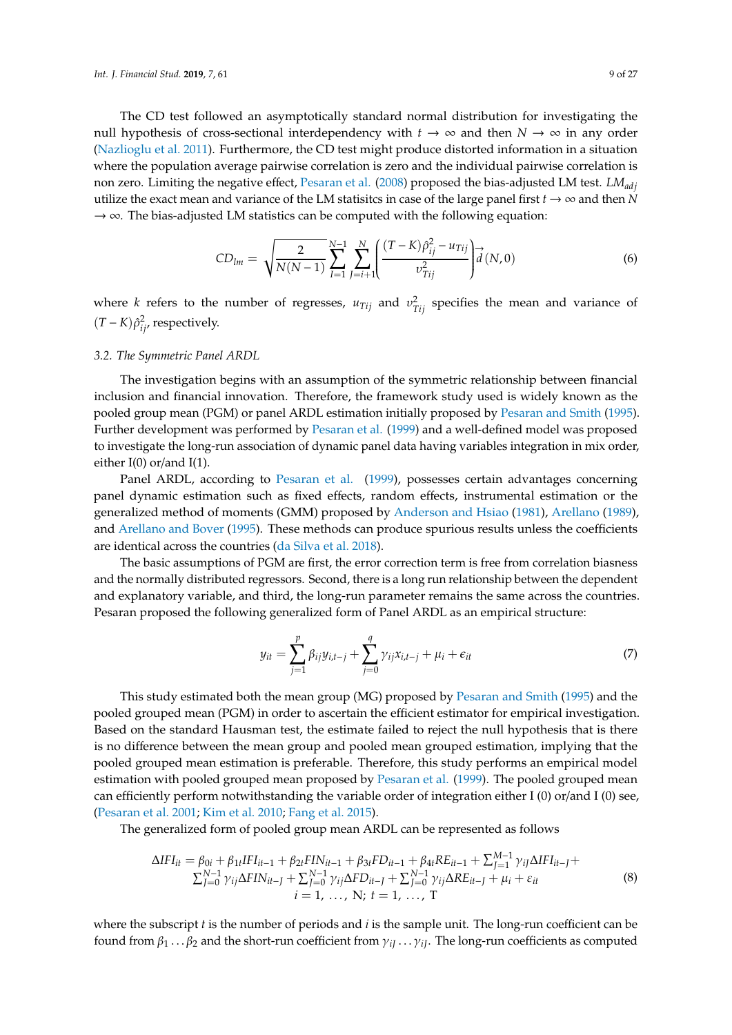The CD test followed an asymptotically standard normal distribution for investigating the null hypothesis of cross-sectional interdependency with $t \rightarrow \infty$ and then $N \rightarrow \infty$ in any order (Nazlioglu et al. 2011). Furthermore, the CD test might produce distorted information in a situation where the population average pairwise correlation is zero and the individual pairwise correlation is non zero. Limiting the negative effect, Pesaran et al. (2008) proposed the bias-adjusted LM test. $LM_{adj}$ utilize the exact mean and variance of the LM statisitcs in case of the large panel first $t \rightarrow \infty$ and then $N \rightarrow \infty$. The bias-adjusted LM statistics can be computed with the following equation:

$$CD_{lm} = \sqrt{\frac{2}{N(N-1)}} \sum_{I=1}^{N-1} \sum_{J=i+1}^{N} \left( \frac{(T-K)\hat{\rho}_{ij}^{2} - u_{Tij}}{v_{Tij}^{2}} \right) \vec{d}\,(N,0) \tag{6}$$

where $k$ refers to the number of regresses, $u_{Tij}$ and $v_{Tij}^{2}$ specifies the mean and variance of $(T-K)\hat{\rho}_{ij}^{2}$, respectively.

### 3.2. The Symmetric Panel ARDL

The investigation begins with an assumption of the symmetric relationship between financial inclusion and financial innovation. Therefore, the framework study used is widely known as the pooled group mean (PGM) or panel ARDL estimation initially proposed by Pesaran and Smith (1995). Further development was performed by Pesaran et al. (1999) and a well-defined model was proposed to investigate the long-run association of dynamic panel data having variables integration in mix order, either I(0) or/and I(1).

Panel ARDL, according to Pesaran et al. (1999), possesses certain advantages concerning panel dynamic estimation such as fixed effects, random effects, instrumental estimation or the generalized method of moments (GMM) proposed by Anderson and Hsiao (1981), Arellano (1989), and Arellano and Bover (1995). These methods can produce spurious results unless the coefficients are identical across the countries (da Silva et al. 2018).

The basic assumptions of PGM are first, the error correction term is free from correlation biasness and the normally distributed regressors. Second, there is a long run relationship between the dependent and explanatory variable, and third, the long-run parameter remains the same across the countries. Pesaran proposed the following generalized form of Panel ARDL as an empirical structure:

$$y_{it} = \sum_{j=1}^{p} \beta_{ij} y_{i,t-j} + \sum_{j=0}^{q} \gamma_{ij} x_{i,t-j} + \mu_i + \epsilon_{it} \tag{7}$$

This study estimated both the mean group (MG) proposed by Pesaran and Smith (1995) and the pooled grouped mean (PGM) in order to ascertain the efficient estimator for empirical investigation. Based on the standard Hausman test, the estimate failed to reject the null hypothesis that is there is no difference between the mean group and pooled mean grouped estimation, implying that the pooled grouped mean estimation is preferable. Therefore, this study performs an empirical model estimation with pooled grouped mean proposed by Pesaran et al. (1999). The pooled grouped mean can efficiently perform notwithstanding the variable order of integration either I (0) or/and I (0) see, (Pesaran et al. 2001; Kim et al. 2010; Fang et al. 2015).

The generalized form of pooled group mean ARDL can be represented as follows

$$\begin{gathered} \Delta IFI_{it} = \beta_{0i} + \beta_{1t} IFI_{it-1} + \beta_{2t} FIN_{it-1} + \beta_{3t} FD_{it-1} + \beta_{4t} RE_{it-1} + \sum_{J=1}^{M-1} \gamma_{iJ} \Delta IFI_{it-J} + \\ \sum_{J=0}^{N-1} \gamma_{ij} \Delta FIN_{it-J} + \sum_{J=0}^{N-1} \gamma_{ij} \Delta FD_{it-J} + \sum_{J=0}^{N-1} \gamma_{ij} \Delta RE_{it-J} + \mu_i + \varepsilon_{it} \\ i = 1, \ldots, N;\ t = 1, \ldots, T \end{gathered} \tag{8}$$

where the subscript $t$ is the number of periods and $i$ is the sample unit. The long-run coefficient can be found from $\beta_1 \ldots \beta_2$ and the short-run coefficient from $\gamma_{iJ} \ldots \gamma_{iJ}$. The long-run coefficients as computed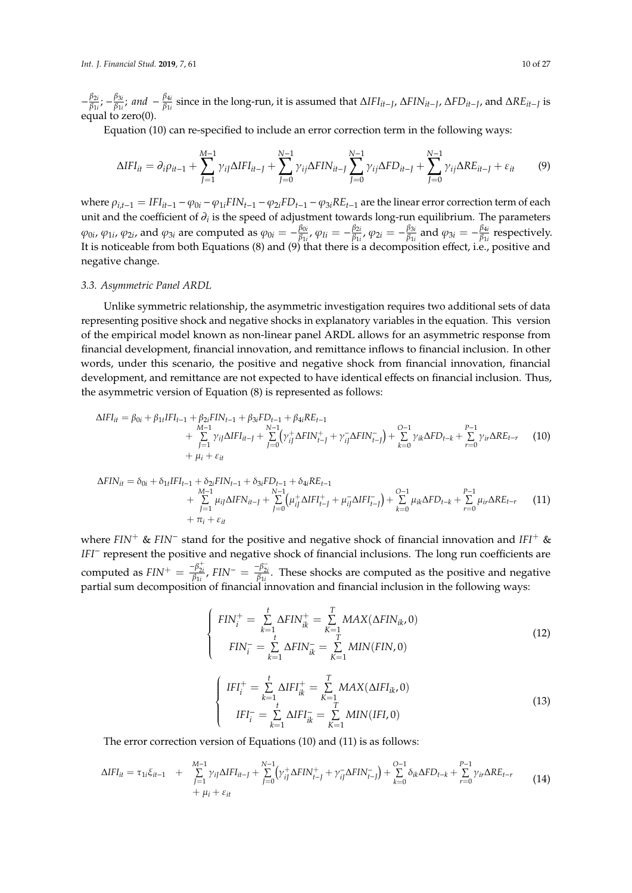$-\frac{\beta_{2i}}{\beta_{1i}}$; $-\frac{\beta_{3i}}{\beta_{1i}}$; *and* $-\frac{\beta_{4i}}{\beta_{1i}}$ since in the long-run, it is assumed that $\Delta IFI_{it-J}$, $\Delta FIN_{it-J}$, $\Delta FD_{it-J}$, and $\Delta RE_{it-J}$ is equal to zero(0).

Equation (10) can re-specified to include an error correction term in the following ways:

$$\Delta IFI_{it} = \partial_i \rho_{it-1} + \sum_{J=1}^{M-1} \gamma_{iJ} \Delta IFI_{it-J} + \sum_{J=0}^{N-1} \gamma_{ij} \Delta FIN_{it-J} \sum_{J=0}^{N-1} \gamma_{ij} \Delta FD_{it-J} + \sum_{J=0}^{N-1} \gamma_{ij} \Delta RE_{it-J} + \varepsilon_{it} \tag{9}$$

where $\rho_{i,t-1} = IFI_{it-1} - \varphi_{0i} - \varphi_{1i} FIN_{t-1} - \varphi_{2i} FD_{t-1} - \varphi_{3i} RE_{t-1}$ are the linear error correction term of each unit and the coefficient of $\partial_i$ is the speed of adjustment towards long-run equilibrium. The parameters $\varphi_{0i}$, $\varphi_{1i}$, $\varphi_{2i}$, and $\varphi_{3i}$ are computed as $\varphi_{0i} = -\frac{\beta_{0i}}{\beta_{1i}}$, $\varphi_{1i} = -\frac{\beta_{2i}}{\beta_{1i}}$, $\varphi_{2i} = -\frac{\beta_{3i}}{\beta_{1i}}$ and $\varphi_{3i} = -\frac{\beta_{4i}}{\beta_{1i}}$ respectively. It is noticeable from both Equations (8) and (9) that there is a decomposition effect, i.e., positive and negative change.

### 3.3. Asymmetric Panel ARDL

Unlike symmetric relationship, the asymmetric investigation requires two additional sets of data representing positive shock and negative shocks in explanatory variables in the equation. This version of the empirical model known as non-linear panel ARDL allows for an asymmetric response from financial development, financial innovation, and remittance inflows to financial inclusion. In other words, under this scenario, the positive and negative shock from financial innovation, financial development, and remittance are not expected to have identical effects on financial inclusion. Thus, the asymmetric version of Equation (8) is represented as follows:

$$\begin{aligned} \Delta IFI_{it} = \beta_{0i} + \beta_{1t} IFI_{t-1} + \beta_{2i} FIN_{t-1} + \beta_{3i} FD_{t-1} + \beta_{4i} RE_{t-1} \\ + \sum_{J=1}^{M-1} \gamma_{iJ} \Delta IFI_{it-J} + \sum_{J=0}^{N-1} \left( \gamma_{iJ}^{+} \Delta FIN_{t-J}^{+} + \gamma_{iJ}^{-} \Delta FIN_{t-J}^{-} \right) + \sum_{k=0}^{O-1} \gamma_{ik} \Delta FD_{t-k} + \sum_{r=0}^{P-1} \gamma_{ir} \Delta RE_{t-r} \\ + \mu_i + \varepsilon_{it} \end{aligned} \tag{10}$$

$$\begin{aligned} \Delta FIN_{it} = \delta_{0i} + \delta_{1t} IFI_{t-1} + \delta_{2i} FIN_{t-1} + \delta_{3i} FD_{t-1} + \delta_{4i} RE_{t-1} \\ + \sum_{J=1}^{M-1} \mu_{iJ} \Delta IFN_{it-J} + \sum_{J=0}^{N-1} \left( \mu_{iJ}^{+} \Delta IFI_{t-J}^{+} + \mu_{iJ}^{-} \Delta IFI_{t-J}^{-} \right) + \sum_{k=0}^{O-1} \mu_{ik} \Delta FD_{t-k} + \sum_{r=0}^{P-1} \mu_{ir} \Delta RE_{t-r} \\ + \pi_i + \varepsilon_{it} \end{aligned} \tag{11}$$

where $FIN^{+}$ & $FIN^{-}$ stand for the positive and negative shock of financial innovation and $IFI^{+}$ & $IFI^{-}$ represent the positive and negative shock of financial inclusions. The long run coefficients are computed as $FIN^{+} = \frac{-\beta_{2i}^{+}}{\beta_{1i}}$, $FIN^{-} = \frac{-\beta_{2i}^{-}}{\beta_{1i}}$. These shocks are computed as the positive and negative partial sum decomposition of financial innovation and financial inclusion in the following ways:

$$\begin{cases} FIN_i^{+} = \sum\limits_{k=1}^{t} \Delta FIN_{ik}^{+} = \sum\limits_{K=1}^{T} MAX(\Delta FIN_{ik}, 0) \\ FIN_i^{-} = \sum\limits_{k=1}^{t} \Delta FIN_{ik}^{-} = \sum\limits_{K=1}^{T} MIN(FIN, 0) \end{cases} \tag{12}$$

$$\begin{cases} IFI_i^{+} = \sum\limits_{k=1}^{t} \Delta IFI_{ik}^{+} = \sum\limits_{K=1}^{T} MAX(\Delta IFI_{ik}, 0) \\ IFI_i^{-} = \sum\limits_{k=1}^{t} \Delta IFI_{ik}^{-} = \sum\limits_{K=1}^{T} MIN(IFI, 0) \end{cases} \tag{13}$$

The error correction version of Equations (10) and (11) is as follows:

$$\begin{aligned} \Delta IFI_{it} = \tau_{1i} \xi_{it-1} \quad + \quad \sum_{J=1}^{M-1} \gamma_{iJ} \Delta IFI_{it-J} + \sum_{J=0}^{N-1} \left( \gamma_{iJ}^{+} \Delta FIN_{t-J}^{+} + \gamma_{iJ}^{-} \Delta FIN_{t-J}^{-} \right) + \sum_{k=0}^{O-1} \delta_{ik} \Delta FD_{t-k} + \sum_{r=0}^{P-1} \gamma_{ir} \Delta RE_{t-r} \\ + \mu_i + \varepsilon_{it} \end{aligned} \tag{14}$$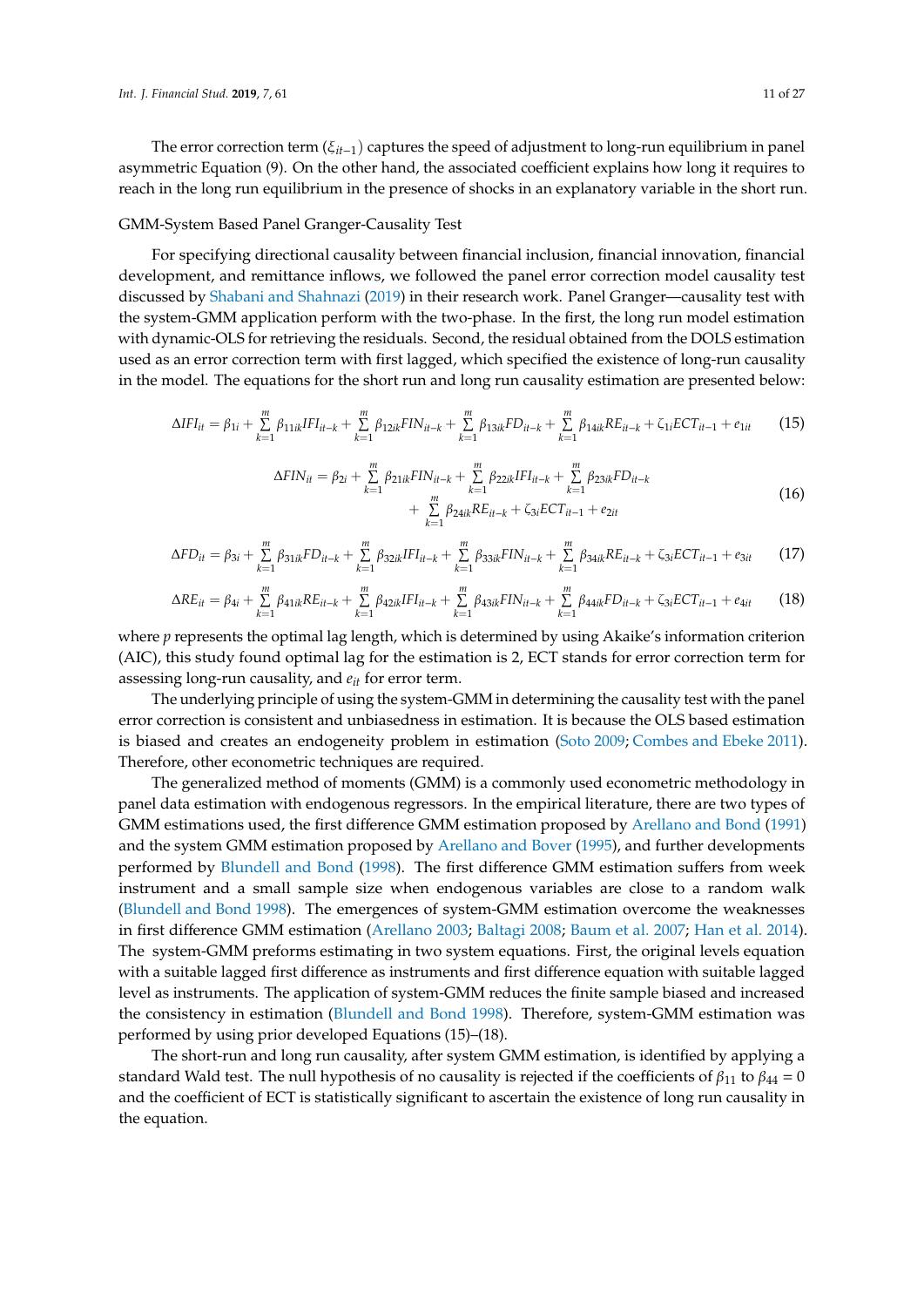The error correction term ($\xi_{it-1}$) captures the speed of adjustment to long-run equilibrium in panel asymmetric Equation (9). On the other hand, the associated coefficient explains how long it requires to reach in the long run equilibrium in the presence of shocks in an explanatory variable in the short run.

GMM-System Based Panel Granger-Causality Test

For specifying directional causality between financial inclusion, financial innovation, financial development, and remittance inflows, we followed the panel error correction model causality test discussed by Shabani and Shahnazi (2019) in their research work. Panel Granger—causality test with the system-GMM application perform with the two-phase. In the first, the long run model estimation with dynamic-OLS for retrieving the residuals. Second, the residual obtained from the DOLS estimation used as an error correction term with first lagged, which specified the existence of long-run causality in the model. The equations for the short run and long run causality estimation are presented below:

$$\Delta IFI_{it} = \beta_{1i} + \sum_{k=1}^{m} \beta_{11ik} IFI_{it-k} + \sum_{k=1}^{m} \beta_{12ik} FIN_{it-k} + \sum_{k=1}^{m} \beta_{13ik} FD_{it-k} + \sum_{k=1}^{m} \beta_{14ik} RE_{it-k} + \zeta_{1i} ECT_{it-1} + e_{1it} \quad (15)$$

$$\Delta FIN_{it} = \beta_{2i} + \sum_{k=1}^{m} \beta_{21ik} FIN_{it-k} + \sum_{k=1}^{m} \beta_{22ik} IFI_{it-k} + \sum_{k=1}^{m} \beta_{23ik} FD_{it-k} + \sum_{k=1}^{m} \beta_{24ik} RE_{it-k} + \zeta_{3i} ECT_{it-1} + e_{2it} \quad (16)$$

$$\Delta FD_{it} = \beta_{3i} + \sum_{k=1}^{m} \beta_{31ik} FD_{it-k} + \sum_{k=1}^{m} \beta_{32ik} IFI_{it-k} + \sum_{k=1}^{m} \beta_{33ik} FIN_{it-k} + \sum_{k=1}^{m} \beta_{34ik} RE_{it-k} + \zeta_{3i} ECT_{it-1} + e_{3it} \quad (17)$$

$$\Delta RE_{it} = \beta_{4i} + \sum_{k=1}^{m} \beta_{41ik} RE_{it-k} + \sum_{k=1}^{m} \beta_{42ik} IFI_{it-k} + \sum_{k=1}^{m} \beta_{43ik} FIN_{it-k} + \sum_{k=1}^{m} \beta_{44ik} FD_{it-k} + \zeta_{3i} ECT_{it-1} + e_{4it} \quad (18)$$

where $p$ represents the optimal lag length, which is determined by using Akaike's information criterion (AIC), this study found optimal lag for the estimation is 2, ECT stands for error correction term for assessing long-run causality, and $e_{it}$ for error term.

The underlying principle of using the system-GMM in determining the causality test with the panel error correction is consistent and unbiasedness in estimation. It is because the OLS based estimation is biased and creates an endogeneity problem in estimation (Soto 2009; Combes and Ebeke 2011). Therefore, other econometric techniques are required.

The generalized method of moments (GMM) is a commonly used econometric methodology in panel data estimation with endogenous regressors. In the empirical literature, there are two types of GMM estimations used, the first difference GMM estimation proposed by Arellano and Bond (1991) and the system GMM estimation proposed by Arellano and Bover (1995), and further developments performed by Blundell and Bond (1998). The first difference GMM estimation suffers from week instrument and a small sample size when endogenous variables are close to a random walk (Blundell and Bond 1998). The emergences of system-GMM estimation overcome the weaknesses in first difference GMM estimation (Arellano 2003; Baltagi 2008; Baum et al. 2007; Han et al. 2014). The system-GMM preforms estimating in two system equations. First, the original levels equation with a suitable lagged first difference as instruments and first difference equation with suitable lagged level as instruments. The application of system-GMM reduces the finite sample biased and increased the consistency in estimation (Blundell and Bond 1998). Therefore, system-GMM estimation was performed by using prior developed Equations (15)–(18).

The short-run and long run causality, after system GMM estimation, is identified by applying a standard Wald test. The null hypothesis of no causality is rejected if the coefficients of $\beta_{11}$ to $\beta_{44} = 0$ and the coefficient of ECT is statistically significant to ascertain the existence of long run causality in the equation.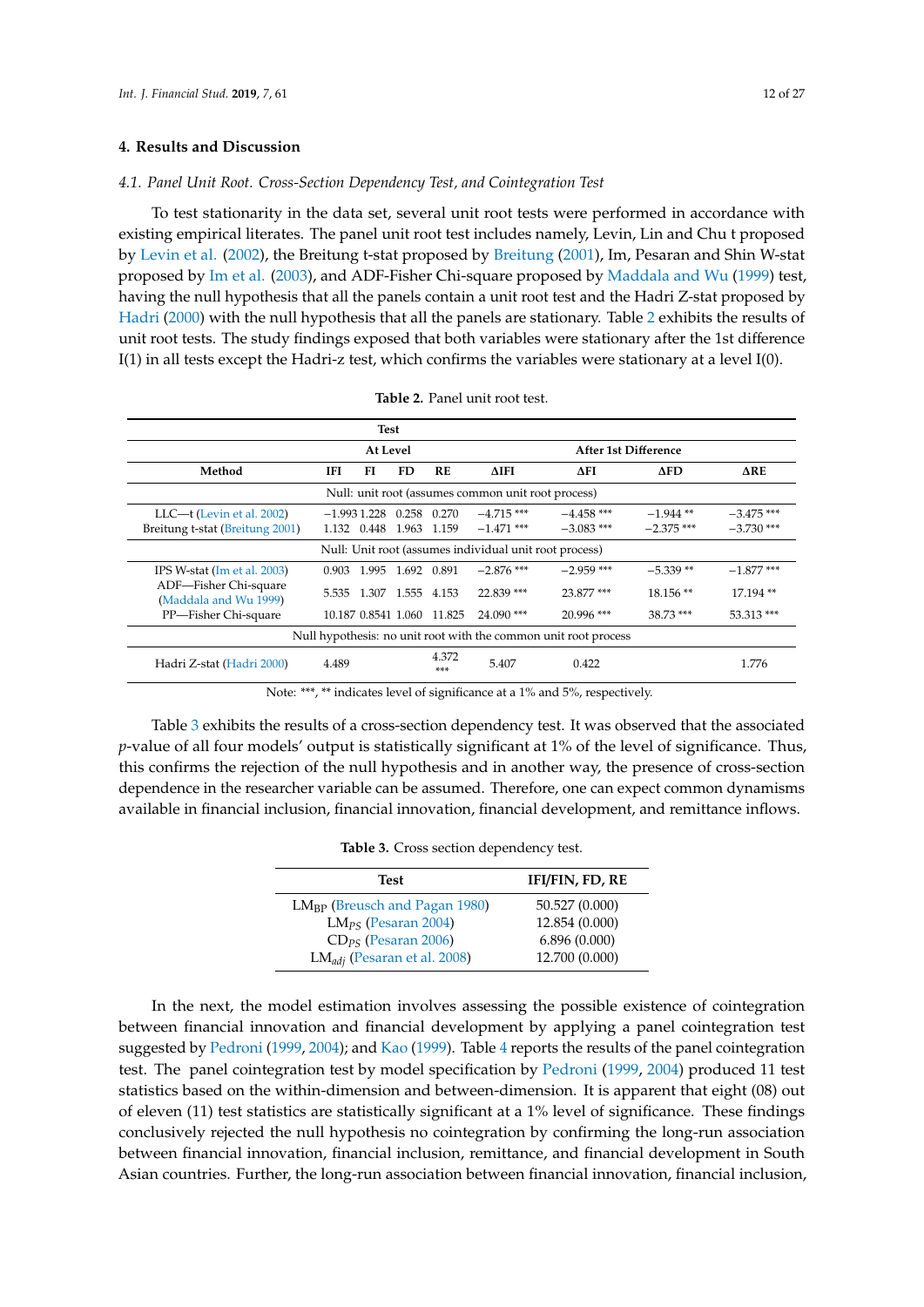## 4. Results and Discussion

### *4.1. Panel Unit Root. Cross-Section Dependency Test, and Cointegration Test*

To test stationarity in the data set, several unit root tests were performed in accordance with existing empirical literates. The panel unit root test includes namely, Levin, Lin and Chu t proposed by Levin et al. (2002), the Breitung t-stat proposed by Breitung (2001), Im, Pesaran and Shin W-stat proposed by Im et al. (2003), and ADF-Fisher Chi-square proposed by Maddala and Wu (1999) test, having the null hypothesis that all the panels contain a unit root test and the Hadri Z-stat proposed by Hadri (2000) with the null hypothesis that all the panels are stationary. Table 2 exhibits the results of unit root tests. The study findings exposed that both variables were stationary after the 1st difference I(1) in all tests except the Hadri-z test, which confirms the variables were stationary at a level I(0).

**Table 2.** Panel unit root test.

| | Test | | | | | | | |
|---|---|---|---|---|---|---|---|---|
| | At Level | | | | After 1st Difference | | | |
| Method | IFI | FI | FD | RE | ΔIFI | ΔFI | ΔFD | ΔRE |
| Null: unit root (assumes common unit root process) | | | | | | | | |
| LLC—t (Levin et al. 2002) | −1.993 | 1.228 | 0.258 | 0.270 | −4.715 *** | −4.458 *** | −1.944 ** | −3.475 *** |
| Breitung t-stat (Breitung 2001) | 1.132 | 0.448 | 1.963 | 1.159 | −1.471 *** | −3.083 *** | −2.375 *** | −3.730 *** |
| Null: Unit root (assumes individual unit root process) | | | | | | | | |
| IPS W-stat (Im et al. 2003) | 0.903 | 1.995 | 1.692 | 0.891 | −2.876 *** | −2.959 *** | −5.339 ** | −1.877 *** |
| ADF—Fisher Chi-square (Maddala and Wu 1999) | 5.535 | 1.307 | 1.555 | 4.153 | 22.839 *** | 23.877 *** | 18.156 ** | 17.194 ** |
| PP—Fisher Chi-square | 10.187 | 0.8541 | 1.060 | 11.825 | 24.090 *** | 20.996 *** | 38.73 *** | 53.313 *** |
| Null hypothesis: no unit root with the common unit root process | | | | | | | | |
| Hadri Z-stat (Hadri 2000) | 4.489 | | | 4.372 *** | 5.407 | 0.422 | | 1.776 |

Note: ***, ** indicates level of significance at a 1% and 5%, respectively.

Table 3 exhibits the results of a cross-section dependency test. It was observed that the associated *p*-value of all four models' output is statistically significant at 1% of the level of significance. Thus, this confirms the rejection of the null hypothesis and in another way, the presence of cross-section dependence in the researcher variable can be assumed. Therefore, one can expect common dynamisms available in financial inclusion, financial innovation, financial development, and remittance inflows.

**Table 3.** Cross section dependency test.

| Test | IFI/FIN, FD, RE |
|---|---|
| $LM_{BP}$ (Breusch and Pagan 1980) | 50.527 (0.000) |
| $LM_{PS}$ (Pesaran 2004) | 12.854 (0.000) |
| $CD_{PS}$ (Pesaran 2006) | 6.896 (0.000) |
| $LM_{adj}$ (Pesaran et al. 2008) | 12.700 (0.000) |

In the next, the model estimation involves assessing the possible existence of cointegration between financial innovation and financial development by applying a panel cointegration test suggested by Pedroni (1999, 2004); and Kao (1999). Table 4 reports the results of the panel cointegration test. The panel cointegration test by model specification by Pedroni (1999, 2004) produced 11 test statistics based on the within-dimension and between-dimension. It is apparent that eight (08) out of eleven (11) test statistics are statistically significant at a 1% level of significance. These findings conclusively rejected the null hypothesis no cointegration by confirming the long-run association between financial innovation, financial inclusion, remittance, and financial development in South Asian countries. Further, the long-run association between financial innovation, financial inclusion,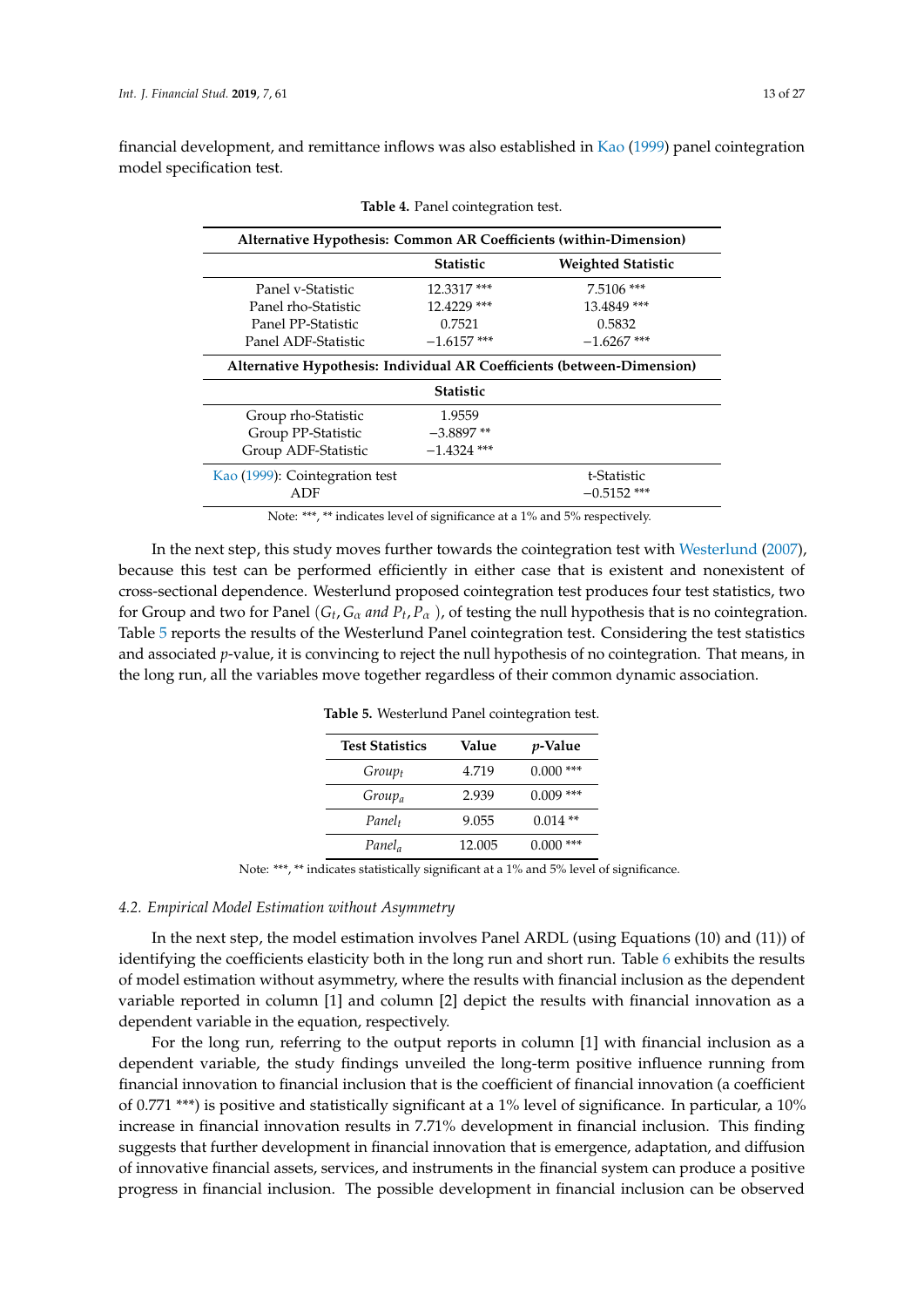financial development, and remittance inflows was also established in Kao (1999) panel cointegration model specification test.

**Table 4.** Panel cointegration test.

| Alternative Hypothesis: Common AR Coefficients (within-Dimension) | | |
|---|---|---|
| | **Statistic** | **Weighted Statistic** |
| Panel v-Statistic | 12.3317 *** | 7.5106 *** |
| Panel rho-Statistic | 12.4229 *** | 13.4849 *** |
| Panel PP-Statistic | 0.7521 | 0.5832 |
| Panel ADF-Statistic | −1.6157 *** | −1.6267 *** |
| **Alternative Hypothesis: Individual AR Coefficients (between-Dimension)** | | |
| | **Statistic** | |
| Group rho-Statistic | 1.9559 | |
| Group PP-Statistic | −3.8897 ** | |
| Group ADF-Statistic | −1.4324 *** | |
| Kao (1999): Cointegration test | | t-Statistic |
| ADF | | −0.5152 *** |

Note: ***, ** indicates level of significance at a 1% and 5% respectively.

In the next step, this study moves further towards the cointegration test with Westerlund (2007), because this test can be performed efficiently in either case that is existent and nonexistent of cross-sectional dependence. Westerlund proposed cointegration test produces four test statistics, two for Group and two for Panel $(G_t, G_\alpha \text{ and } P_t, P_\alpha)$, of testing the null hypothesis that is no cointegration. Table 5 reports the results of the Westerlund Panel cointegration test. Considering the test statistics and associated *p*-value, it is convincing to reject the null hypothesis of no cointegration. That means, in the long run, all the variables move together regardless of their common dynamic association.

**Table 5.** Westerlund Panel cointegration test.

| Test Statistics | Value | *p*-Value |
|---|---|---|
| $Group_t$ | 4.719 | 0.000 *** |
| $Group_a$ | 2.939 | 0.009 *** |
| $Panel_t$ | 9.055 | 0.014 ** |
| $Panel_a$ | 12.005 | 0.000 *** |

Note: ***, ** indicates statistically significant at a 1% and 5% level of significance.

### 4.2. Empirical Model Estimation without Asymmetry

In the next step, the model estimation involves Panel ARDL (using Equations (10) and (11)) of identifying the coefficients elasticity both in the long run and short run. Table 6 exhibits the results of model estimation without asymmetry, where the results with financial inclusion as the dependent variable reported in column [1] and column [2] depict the results with financial innovation as a dependent variable in the equation, respectively.

For the long run, referring to the output reports in column [1] with financial inclusion as a dependent variable, the study findings unveiled the long-term positive influence running from financial innovation to financial inclusion that is the coefficient of financial innovation (a coefficient of 0.771 ***) is positive and statistically significant at a 1% level of significance. In particular, a 10% increase in financial innovation results in 7.71% development in financial inclusion. This finding suggests that further development in financial innovation that is emergence, adaptation, and diffusion of innovative financial assets, services, and instruments in the financial system can produce a positive progress in financial inclusion. The possible development in financial inclusion can be observed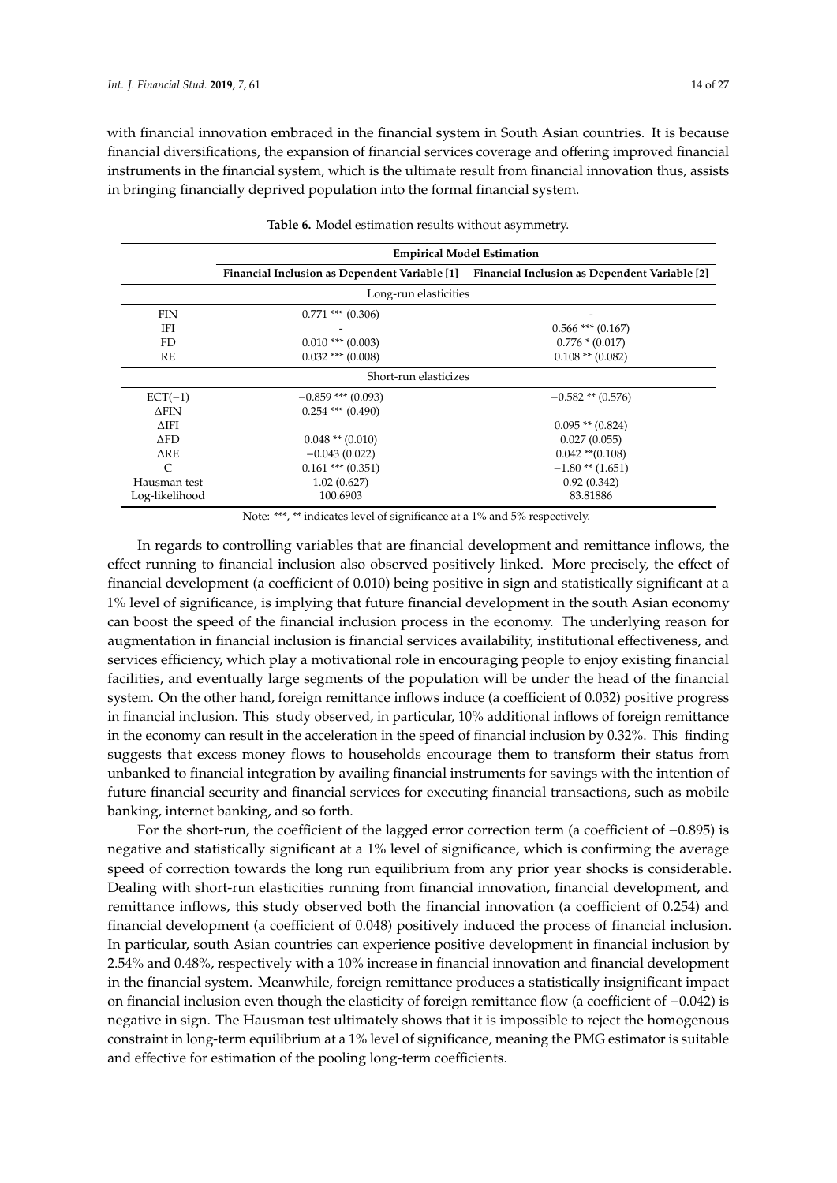with financial innovation embraced in the financial system in South Asian countries. It is because financial diversifications, the expansion of financial services coverage and offering improved financial instruments in the financial system, which is the ultimate result from financial innovation thus, assists in bringing financially deprived population into the formal financial system.

**Table 6.** Model estimation results without asymmetry.

| | Empirical Model Estimation | |
|---|---|---|
| | Financial Inclusion as Dependent Variable [1] | Financial Inclusion as Dependent Variable [2] |
| | Long-run elasticities | |
| FIN | 0.771 *** (0.306) | - |
| IFI | - | 0.566 *** (0.167) |
| FD | 0.010 *** (0.003) | 0.776 * (0.017) |
| RE | 0.032 *** (0.008) | 0.108 ** (0.082) |
| | Short-run elasticizes | |
| ECT(−1) | −0.859 *** (0.093) | −0.582 ** (0.576) |
| ΔFIN | 0.254 *** (0.490) | |
| ΔIFI | | 0.095 ** (0.824) |
| ΔFD | 0.048 ** (0.010) | 0.027 (0.055) |
| ΔRE | −0.043 (0.022) | 0.042 **(0.108) |
| C | 0.161 *** (0.351) | −1.80 ** (1.651) |
| Hausman test | 1.02 (0.627) | 0.92 (0.342) |
| Log-likelihood | 100.6903 | 83.81886 |

Note: ***, ** indicates level of significance at a 1% and 5% respectively.

In regards to controlling variables that are financial development and remittance inflows, the effect running to financial inclusion also observed positively linked. More precisely, the effect of financial development (a coefficient of 0.010) being positive in sign and statistically significant at a 1% level of significance, is implying that future financial development in the south Asian economy can boost the speed of the financial inclusion process in the economy. The underlying reason for augmentation in financial inclusion is financial services availability, institutional effectiveness, and services efficiency, which play a motivational role in encouraging people to enjoy existing financial facilities, and eventually large segments of the population will be under the head of the financial system. On the other hand, foreign remittance inflows induce (a coefficient of 0.032) positive progress in financial inclusion. This study observed, in particular, 10% additional inflows of foreign remittance in the economy can result in the acceleration in the speed of financial inclusion by 0.32%. This finding suggests that excess money flows to households encourage them to transform their status from unbanked to financial integration by availing financial instruments for savings with the intention of future financial security and financial services for executing financial transactions, such as mobile banking, internet banking, and so forth.

For the short-run, the coefficient of the lagged error correction term (a coefficient of −0.895) is negative and statistically significant at a 1% level of significance, which is confirming the average speed of correction towards the long run equilibrium from any prior year shocks is considerable. Dealing with short-run elasticities running from financial innovation, financial development, and remittance inflows, this study observed both the financial innovation (a coefficient of 0.254) and financial development (a coefficient of 0.048) positively induced the process of financial inclusion. In particular, south Asian countries can experience positive development in financial inclusion by 2.54% and 0.48%, respectively with a 10% increase in financial innovation and financial development in the financial system. Meanwhile, foreign remittance produces a statistically insignificant impact on financial inclusion even though the elasticity of foreign remittance flow (a coefficient of −0.042) is negative in sign. The Hausman test ultimately shows that it is impossible to reject the homogenous constraint in long-term equilibrium at a 1% level of significance, meaning the PMG estimator is suitable and effective for estimation of the pooling long-term coefficients.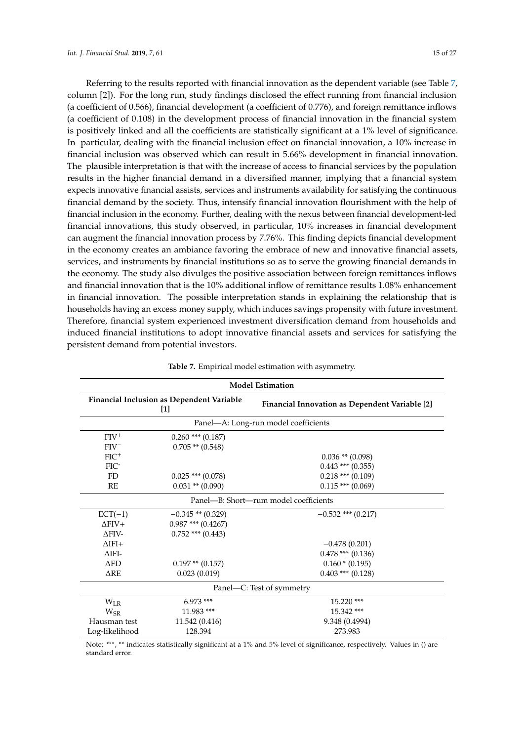Referring to the results reported with financial innovation as the dependent variable (see Table 7, column [2]). For the long run, study findings disclosed the effect running from financial inclusion (a coefficient of 0.566), financial development (a coefficient of 0.776), and foreign remittance inflows (a coefficient of 0.108) in the development process of financial innovation in the financial system is positively linked and all the coefficients are statistically significant at a 1% level of significance. In particular, dealing with the financial inclusion effect on financial innovation, a 10% increase in financial inclusion was observed which can result in 5.66% development in financial innovation. The plausible interpretation is that with the increase of access to financial services by the population results in the higher financial demand in a diversified manner, implying that a financial system expects innovative financial assists, services and instruments availability for satisfying the continuous financial demand by the society. Thus, intensify financial innovation flourishment with the help of financial inclusion in the economy. Further, dealing with the nexus between financial development-led financial innovations, this study observed, in particular, 10% increases in financial development can augment the financial innovation process by 7.76%. This finding depicts financial development in the economy creates an ambiance favoring the embrace of new and innovative financial assets, services, and instruments by financial institutions so as to serve the growing financial demands in the economy. The study also divulges the positive association between foreign remittances inflows and financial innovation that is the 10% additional inflow of remittance results 1.08% enhancement in financial innovation. The possible interpretation stands in explaining the relationship that is households having an excess money supply, which induces savings propensity with future investment. Therefore, financial system experienced investment diversification demand from households and induced financial institutions to adopt innovative financial assets and services for satisfying the persistent demand from potential investors.

**Table 7.** Empirical model estimation with asymmetry.

| Model Estimation | | |
|---|---|---|
| | Financial Inclusion as Dependent Variable [1] | Financial Innovation as Dependent Variable [2] |
| Panel—A: Long-run model coefficients | | |
| $FIV^+$ | 0.260 *** (0.187) | |
| $FIV^-$ | 0.705 ** (0.548) | |
| $FIC^+$ | | 0.036 ** (0.098) |
| $FIC^-$ | | 0.443 *** (0.355) |
| FD | 0.025 *** (0.078) | 0.218 *** (0.109) |
| RE | 0.031 ** (0.090) | 0.115 *** (0.069) |
| Panel—B: Short—rum model coefficients | | |
| ECT(−1) | −0.345 ** (0.329) | −0.532 *** (0.217) |
| ΔFIV+ | 0.987 *** (0.4267) | |
| ΔFIV- | 0.752 *** (0.443) | |
| ΔIFI+ | | −0.478 (0.201) |
| ΔIFI- | | 0.478 *** (0.136) |
| ΔFD | 0.197 ** (0.157) | 0.160 * (0.195) |
| ΔRE | 0.023 (0.019) | 0.403 *** (0.128) |
| Panel—C: Test of symmetry | | |
| $W_{LR}$ | 6.973 *** | 15.220 *** |
| $W_{SR}$ | 11.983 *** | 15.342 *** |
| Hausman test | 11.542 (0.416) | 9.348 (0.4994) |
| Log-likelihood | 128.394 | 273.983 |

Note: ***, ** indicates statistically significant at a 1% and 5% level of significance, respectively. Values in () are standard error.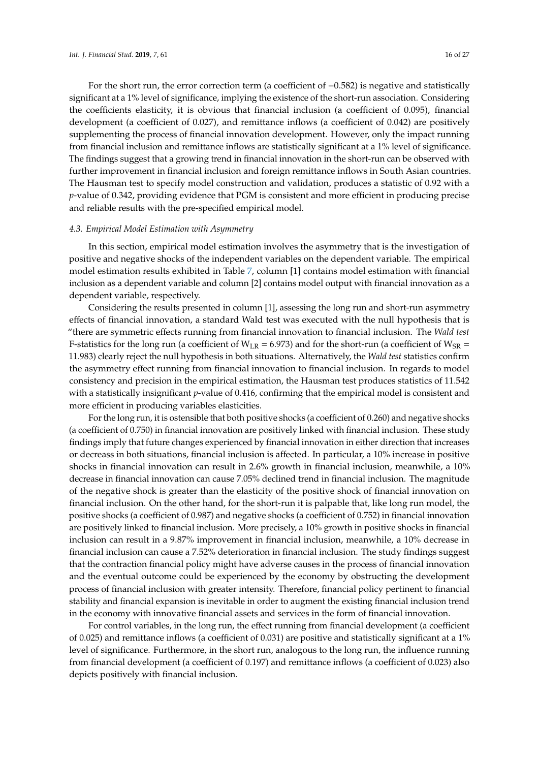For the short run, the error correction term (a coefficient of −0.582) is negative and statistically significant at a 1% level of significance, implying the existence of the short-run association. Considering the coefficients elasticity, it is obvious that financial inclusion (a coefficient of 0.095), financial development (a coefficient of 0.027), and remittance inflows (a coefficient of 0.042) are positively supplementing the process of financial innovation development. However, only the impact running from financial inclusion and remittance inflows are statistically significant at a 1% level of significance. The findings suggest that a growing trend in financial innovation in the short-run can be observed with further improvement in financial inclusion and foreign remittance inflows in South Asian countries. The Hausman test to specify model construction and validation, produces a statistic of 0.92 with a *p*-value of 0.342, providing evidence that PGM is consistent and more efficient in producing precise and reliable results with the pre-specified empirical model.

### *4.3. Empirical Model Estimation with Asymmetry*

In this section, empirical model estimation involves the asymmetry that is the investigation of positive and negative shocks of the independent variables on the dependent variable. The empirical model estimation results exhibited in Table 7, column [1] contains model estimation with financial inclusion as a dependent variable and column [2] contains model output with financial innovation as a dependent variable, respectively.

Considering the results presented in column [1], assessing the long run and short-run asymmetry effects of financial innovation, a standard Wald test was executed with the null hypothesis that is "there are symmetric effects running from financial innovation to financial inclusion. The *Wald test* F-statistics for the long run (a coefficient of $W_{LR}$ = 6.973) and for the short-run (a coefficient of $W_{SR}$ = 11.983) clearly reject the null hypothesis in both situations. Alternatively, the *Wald test* statistics confirm the asymmetry effect running from financial innovation to financial inclusion. In regards to model consistency and precision in the empirical estimation, the Hausman test produces statistics of 11.542 with a statistically insignificant *p*-value of 0.416, confirming that the empirical model is consistent and more efficient in producing variables elasticities.

For the long run, it is ostensible that both positive shocks (a coefficient of 0.260) and negative shocks (a coefficient of 0.750) in financial innovation are positively linked with financial inclusion. These study findings imply that future changes experienced by financial innovation in either direction that increases or decrease in both situations, financial inclusion is affected. In particular, a 10% increase in positive shocks in financial innovation can result in 2.6% growth in financial inclusion, meanwhile, a 10% decrease in financial innovation can cause 7.05% declined trend in financial inclusion. The magnitude of the negative shock is greater than the elasticity of the positive shock of financial innovation on financial inclusion. On the other hand, for the short-run it is palpable that, like long run model, the positive shocks (a coefficient of 0.987) and negative shocks (a coefficient of 0.752) in financial innovation are positively linked to financial inclusion. More precisely, a 10% growth in positive shocks in financial inclusion can result in a 9.87% improvement in financial inclusion, meanwhile, a 10% decrease in financial inclusion can cause a 7.52% deterioration in financial inclusion. The study findings suggest that the contraction financial policy might have adverse causes in the process of financial innovation and the eventual outcome could be experienced by the economy by obstructing the development process of financial inclusion with greater intensity. Therefore, financial policy pertinent to financial stability and financial expansion is inevitable in order to augment the existing financial inclusion trend in the economy with innovative financial assets and services in the form of financial innovation.

For control variables, in the long run, the effect running from financial development (a coefficient of 0.025) and remittance inflows (a coefficient of 0.031) are positive and statistically significant at a 1% level of significance. Furthermore, in the short run, analogous to the long run, the influence running from financial development (a coefficient of 0.197) and remittance inflows (a coefficient of 0.023) also depicts positively with financial inclusion.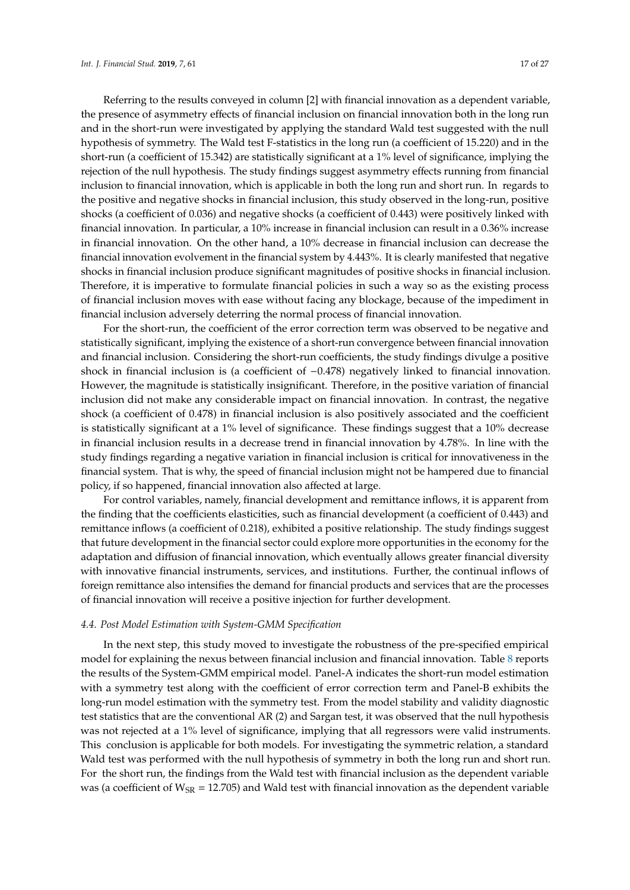Referring to the results conveyed in column [2] with financial innovation as a dependent variable, the presence of asymmetry effects of financial inclusion on financial innovation both in the long run and in the short-run were investigated by applying the standard Wald test suggested with the null hypothesis of symmetry. The Wald test F-statistics in the long run (a coefficient of 15.220) and in the short-run (a coefficient of 15.342) are statistically significant at a 1% level of significance, implying the rejection of the null hypothesis. The study findings suggest asymmetry effects running from financial inclusion to financial innovation, which is applicable in both the long run and short run. In regards to the positive and negative shocks in financial inclusion, this study observed in the long-run, positive shocks (a coefficient of 0.036) and negative shocks (a coefficient of 0.443) were positively linked with financial innovation. In particular, a 10% increase in financial inclusion can result in a 0.36% increase in financial innovation. On the other hand, a 10% decrease in financial inclusion can decrease the financial innovation evolvement in the financial system by 4.443%. It is clearly manifested that negative shocks in financial inclusion produce significant magnitudes of positive shocks in financial inclusion. Therefore, it is imperative to formulate financial policies in such a way so as the existing process of financial inclusion moves with ease without facing any blockage, because of the impediment in financial inclusion adversely deterring the normal process of financial innovation.

For the short-run, the coefficient of the error correction term was observed to be negative and statistically significant, implying the existence of a short-run convergence between financial innovation and financial inclusion. Considering the short-run coefficients, the study findings divulge a positive shock in financial inclusion is (a coefficient of −0.478) negatively linked to financial innovation. However, the magnitude is statistically insignificant. Therefore, in the positive variation of financial inclusion did not make any considerable impact on financial innovation. In contrast, the negative shock (a coefficient of 0.478) in financial inclusion is also positively associated and the coefficient is statistically significant at a 1% level of significance. These findings suggest that a 10% decrease in financial inclusion results in a decrease trend in financial innovation by 4.78%. In line with the study findings regarding a negative variation in financial inclusion is critical for innovativeness in the financial system. That is why, the speed of financial inclusion might not be hampered due to financial policy, if so happened, financial innovation also affected at large.

For control variables, namely, financial development and remittance inflows, it is apparent from the finding that the coefficients elasticities, such as financial development (a coefficient of 0.443) and remittance inflows (a coefficient of 0.218), exhibited a positive relationship. The study findings suggest that future development in the financial sector could explore more opportunities in the economy for the adaptation and diffusion of financial innovation, which eventually allows greater financial diversity with innovative financial instruments, services, and institutions. Further, the continual inflows of foreign remittance also intensifies the demand for financial products and services that are the processes of financial innovation will receive a positive injection for further development.

### *4.4. Post Model Estimation with System-GMM Specification*

In the next step, this study moved to investigate the robustness of the pre-specified empirical model for explaining the nexus between financial inclusion and financial innovation. Table 8 reports the results of the System-GMM empirical model. Panel-A indicates the short-run model estimation with a symmetry test along with the coefficient of error correction term and Panel-B exhibits the long-run model estimation with the symmetry test. From the model stability and validity diagnostic test statistics that are the conventional AR (2) and Sargan test, it was observed that the null hypothesis was not rejected at a 1% level of significance, implying that all regressors were valid instruments. This conclusion is applicable for both models. For investigating the symmetric relation, a standard Wald test was performed with the null hypothesis of symmetry in both the long run and short run. For the short run, the findings from the Wald test with financial inclusion as the dependent variable was (a coefficient of $W_{SR}$ = 12.705) and Wald test with financial innovation as the dependent variable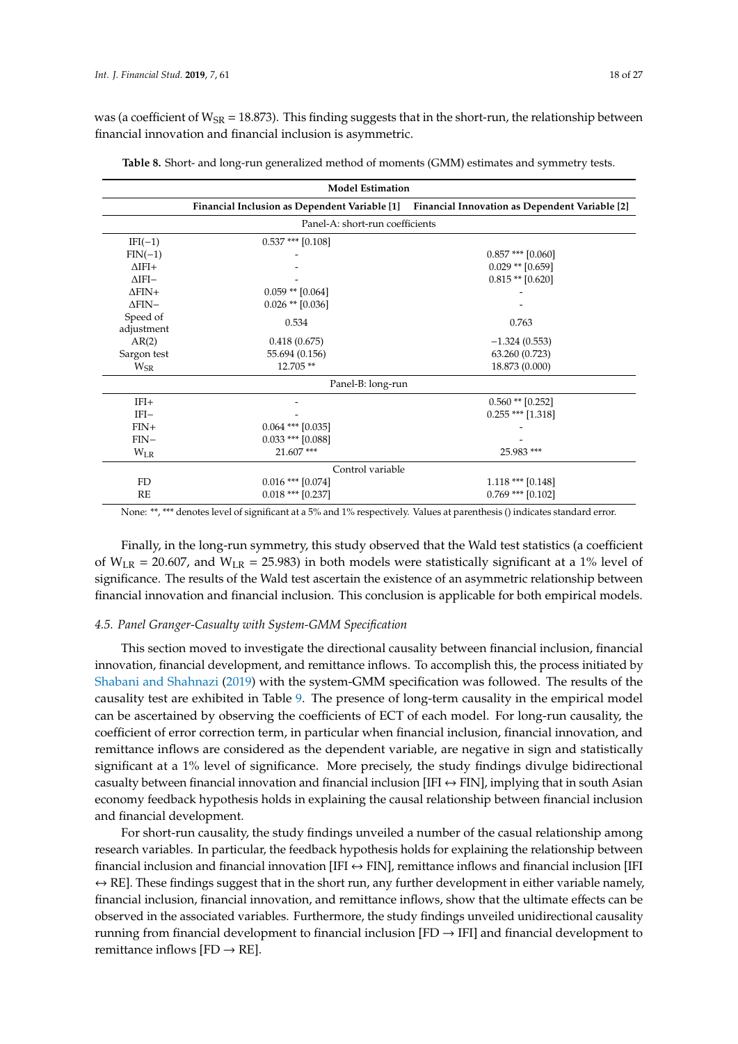was (a coefficient of $W_{SR}$ = 18.873). This finding suggests that in the short-run, the relationship between financial innovation and financial inclusion is asymmetric.

**Table 8.** Short- and long-run generalized method of moments (GMM) estimates and symmetry tests.

| Model Estimation | | |
|---|---|---|
| | **Financial Inclusion as Dependent Variable [1]** | **Financial Innovation as Dependent Variable [2]** |
| Panel-A: short-run coefficients | | |
| IFI(−1) | 0.537 *** [0.108] | |
| FIN(−1) | - | 0.857 *** [0.060] |
| ΔIFI+ | - | 0.029 ** [0.659] |
| ΔIFI− | - | 0.815 ** [0.620] |
| ΔFIN+ | 0.059 ** [0.064] | - |
| ΔFIN− | 0.026 ** [0.036] | - |
| Speed of adjustment | 0.534 | 0.763 |
| AR(2) | 0.418 (0.675) | −1.324 (0.553) |
| Sargon test | 55.694 (0.156) | 63.260 (0.723) |
| $W_{SR}$ | 12.705 ** | 18.873 (0.000) |
| Panel-B: long-run | | |
| IFI+ | - | 0.560 ** [0.252] |
| IFI− | - | 0.255 *** [1.318] |
| FIN+ | 0.064 *** [0.035] | - |
| FIN− | 0.033 *** [0.088] | - |
| $W_{LR}$ | 21.607 *** | 25.983 *** |
| Control variable | | |
| FD | 0.016 *** [0.074] | 1.118 *** [0.148] |
| RE | 0.018 *** [0.237] | 0.769 *** [0.102] |

None: **, *** denotes level of significant at a 5% and 1% respectively. Values at parenthesis () indicates standard error.

Finally, in the long-run symmetry, this study observed that the Wald test statistics (a coefficient of $W_{LR}$ = 20.607, and $W_{LR}$ = 25.983) in both models were statistically significant at a 1% level of significance. The results of the Wald test ascertain the existence of an asymmetric relationship between financial innovation and financial inclusion. This conclusion is applicable for both empirical models.

### *4.5. Panel Granger-Casualty with System-GMM Specification*

This section moved to investigate the directional causality between financial inclusion, financial innovation, financial development, and remittance inflows. To accomplish this, the process initiated by Shabani and Shahnazi (2019) with the system-GMM specification was followed. The results of the causality test are exhibited in Table 9. The presence of long-term causality in the empirical model can be ascertained by observing the coefficients of ECT of each model. For long-run causality, the coefficient of error correction term, in particular when financial inclusion, financial innovation, and remittance inflows are considered as the dependent variable, are negative in sign and statistically significant at a 1% level of significance. More precisely, the study findings divulge bidirectional casualty between financial innovation and financial inclusion [IFI ↔ FIN], implying that in south Asian economy feedback hypothesis holds in explaining the causal relationship between financial inclusion and financial development.

For short-run causality, the study findings unveiled a number of the casual relationship among research variables. In particular, the feedback hypothesis holds for explaining the relationship between financial inclusion and financial innovation [IFI ↔ FIN], remittance inflows and financial inclusion [IFI ↔ RE]. These findings suggest that in the short run, any further development in either variable namely, financial inclusion, financial innovation, and remittance inflows, show that the ultimate effects can be observed in the associated variables. Furthermore, the study findings unveiled unidirectional causality running from financial development to financial inclusion [FD → IFI] and financial development to remittance inflows [FD → RE].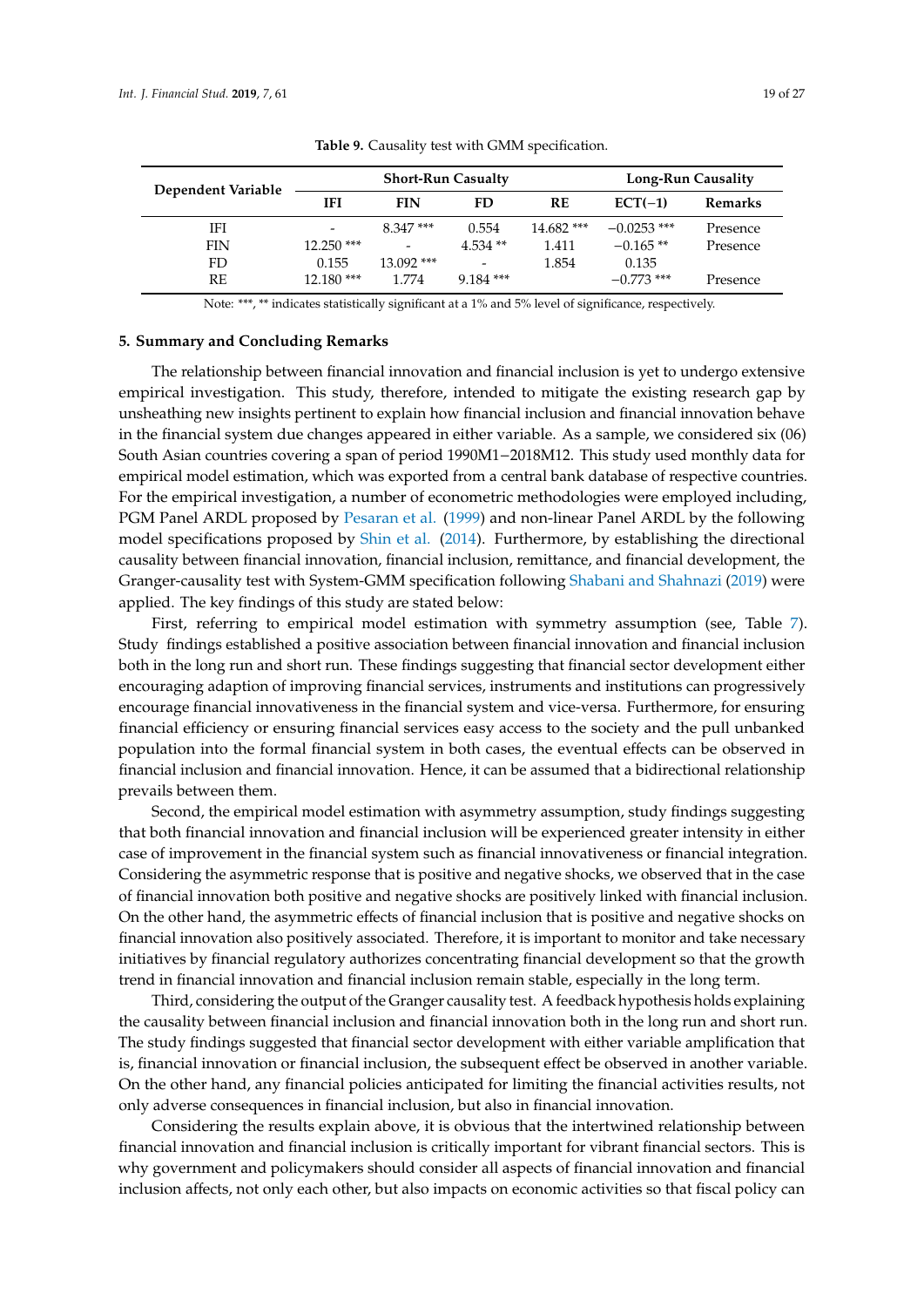**Table 9.** Causality test with GMM specification.

| Dependent Variable | Short-Run Causalty | | | | Long-Run Causality | |
|---|---|---|---|---|---|---|
| | IFI | FIN | FD | RE | ECT(−1) | Remarks |
| IFI | - | 8.347 *** | 0.554 | 14.682 *** | −0.0253 *** | Presence |
| FIN | 12.250 *** | - | 4.534 ** | 1.411 | −0.165 ** | Presence |
| FD | 0.155 | 13.092 *** | - | 1.854 | 0.135 | |
| RE | 12.180 *** | 1.774 | 9.184 *** | | −0.773 *** | Presence |

Note: ***, ** indicates statistically significant at a 1% and 5% level of significance, respectively.

## 5. Summary and Concluding Remarks

The relationship between financial innovation and financial inclusion is yet to undergo extensive empirical investigation. This study, therefore, intended to mitigate the existing research gap by unsheathing new insights pertinent to explain how financial inclusion and financial innovation behave in the financial system due changes appeared in either variable. As a sample, we considered six (06) South Asian countries covering a span of period 1990M1−2018M12. This study used monthly data for empirical model estimation, which was exported from a central bank database of respective countries. For the empirical investigation, a number of econometric methodologies were employed including, PGM Panel ARDL proposed by Pesaran et al. (1999) and non-linear Panel ARDL by the following model specifications proposed by Shin et al. (2014). Furthermore, by establishing the directional causality between financial innovation, financial inclusion, remittance, and financial development, the Granger-causality test with System-GMM specification following Shabani and Shahnazi (2019) were applied. The key findings of this study are stated below:

First, referring to empirical model estimation with symmetry assumption (see, Table 7). Study findings established a positive association between financial innovation and financial inclusion both in the long run and short run. These findings suggesting that financial sector development either encouraging adaption of improving financial services, instruments and institutions can progressively encourage financial innovativeness in the financial system and vice-versa. Furthermore, for ensuring financial efficiency or ensuring financial services easy access to the society and the pull unbanked population into the formal financial system in both cases, the eventual effects can be observed in financial inclusion and financial innovation. Hence, it can be assumed that a bidirectional relationship prevails between them.

Second, the empirical model estimation with asymmetry assumption, study findings suggesting that both financial innovation and financial inclusion will be experienced greater intensity in either case of improvement in the financial system such as financial innovativeness or financial integration. Considering the asymmetric response that is positive and negative shocks, we observed that in the case of financial innovation both positive and negative shocks are positively linked with financial inclusion. On the other hand, the asymmetric effects of financial inclusion that is positive and negative shocks on financial innovation also positively associated. Therefore, it is important to monitor and take necessary initiatives by financial regulatory authorizes concentrating financial development so that the growth trend in financial innovation and financial inclusion remain stable, especially in the long term.

Third, considering the output of the Granger causality test. A feedback hypothesis holds explaining the causality between financial inclusion and financial innovation both in the long run and short run. The study findings suggested that financial sector development with either variable amplification that is, financial innovation or financial inclusion, the subsequent effect be observed in another variable. On the other hand, any financial policies anticipated for limiting the financial activities results, not only adverse consequences in financial inclusion, but also in financial innovation.

Considering the results explain above, it is obvious that the intertwined relationship between financial innovation and financial inclusion is critically important for vibrant financial sectors. This is why government and policymakers should consider all aspects of financial innovation and financial inclusion affects, not only each other, but also impacts on economic activities so that fiscal policy can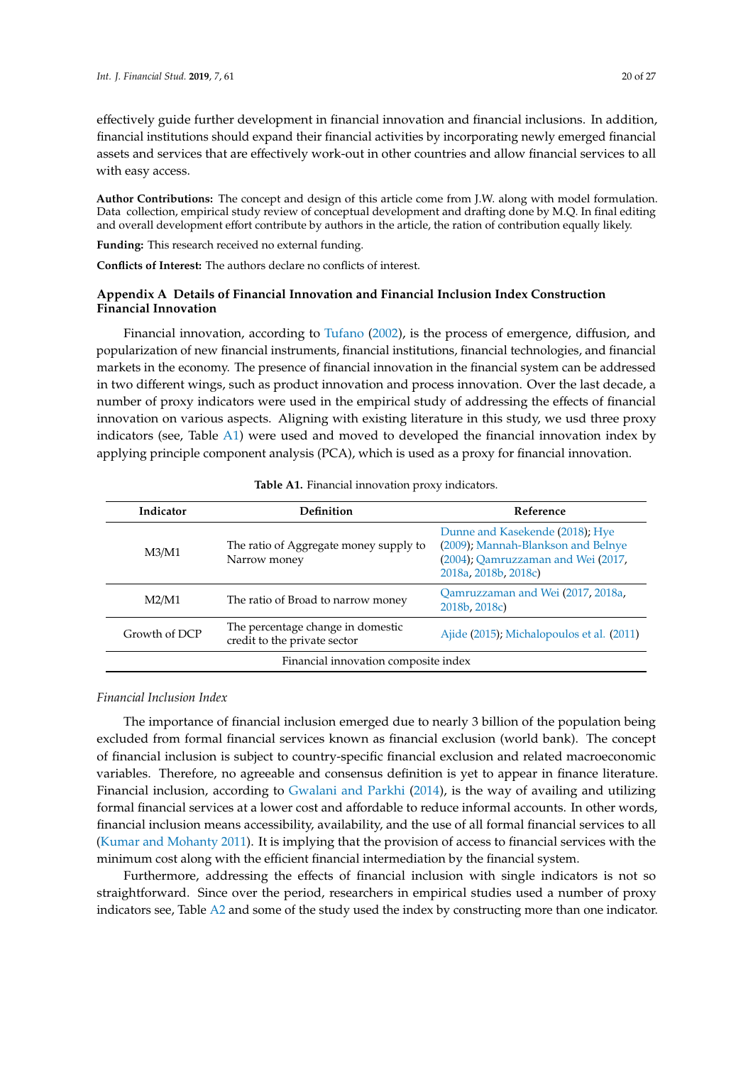effectively guide further development in financial innovation and financial inclusions. In addition, financial institutions should expand their financial activities by incorporating newly emerged financial assets and services that are effectively work-out in other countries and allow financial services to all with easy access.

**Author Contributions:** The concept and design of this article come from J.W. along with model formulation. Data collection, empirical study review of conceptual development and drafting done by M.Q. In final editing and overall development effort contribute by authors in the article, the ration of contribution equally likely.

**Funding:** This research received no external funding.

**Conflicts of Interest:** The authors declare no conflicts of interest.

## Appendix A Details of Financial Innovation and Financial Inclusion Index Construction Financial Innovation

Financial innovation, according to Tufano (2002), is the process of emergence, diffusion, and popularization of new financial instruments, financial institutions, financial technologies, and financial markets in the economy. The presence of financial innovation in the financial system can be addressed in two different wings, such as product innovation and process innovation. Over the last decade, a number of proxy indicators were used in the empirical study of addressing the effects of financial innovation on various aspects. Aligning with existing literature in this study, we usd three proxy indicators (see, Table A1) were used and moved to developed the financial innovation index by applying principle component analysis (PCA), which is used as a proxy for financial innovation.

**Table A1.** Financial innovation proxy indicators.

| Indicator | Definition | Reference |
|---|---|---|
| M3/M1 | The ratio of Aggregate money supply to Narrow money | Dunne and Kasekende (2018); Hye (2009); Mannah-Blankson and Belnye (2004); Qamruzzaman and Wei (2017, 2018a, 2018b, 2018c) |
| M2/M1 | The ratio of Broad to narrow money | Qamruzzaman and Wei (2017, 2018a, 2018b, 2018c) |
| Growth of DCP | The percentage change in domestic credit to the private sector | Ajide (2015); Michalopoulos et al. (2011) |
| Financial innovation composite index | | |

*Financial Inclusion Index*

The importance of financial inclusion emerged due to nearly 3 billion of the population being excluded from formal financial services known as financial exclusion (world bank). The concept of financial inclusion is subject to country-specific financial exclusion and related macroeconomic variables. Therefore, no agreeable and consensus definition is yet to appear in finance literature. Financial inclusion, according to Gwalani and Parkhi (2014), is the way of availing and utilizing formal financial services at a lower cost and affordable to reduce informal accounts. In other words, financial inclusion means accessibility, availability, and the use of all formal financial services to all (Kumar and Mohanty 2011). It is implying that the provision of access to financial services with the minimum cost along with the efficient financial intermediation by the financial system.

Furthermore, addressing the effects of financial inclusion with single indicators is not so straightforward. Since over the period, researchers in empirical studies used a number of proxy indicators see, Table A2 and some of the study used the index by constructing more than one indicator.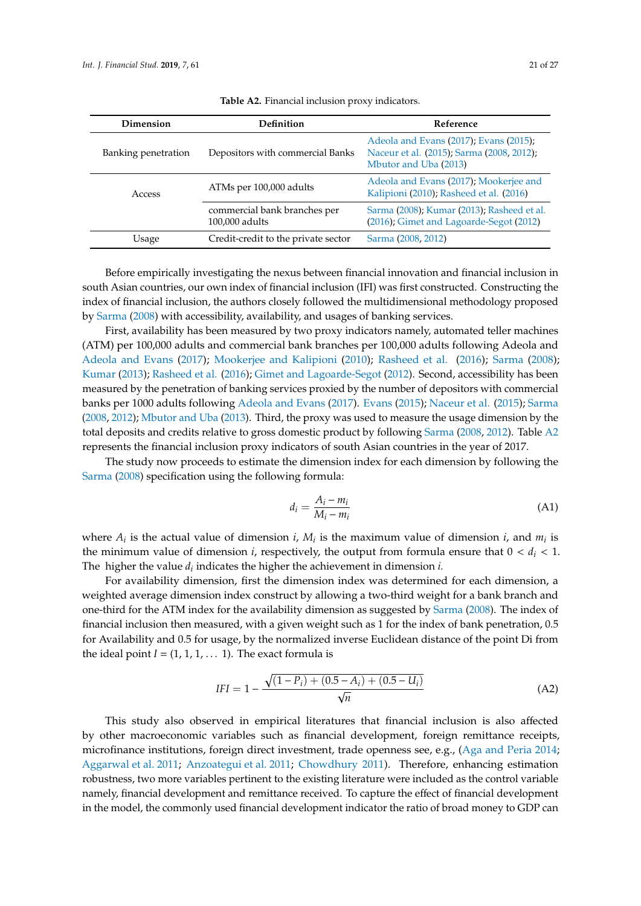**Table A2.** Financial inclusion proxy indicators.

| Dimension | Definition | Reference |
| --- | --- | --- |
| Banking penetration | Depositors with commercial Banks | Adeola and Evans (2017); Evans (2015); Naceur et al. (2015); Sarma (2008, 2012); Mbutor and Uba (2013) |
| Access | ATMs per 100,000 adults | Adeola and Evans (2017); Mookerjee and Kalipioni (2010); Rasheed et al. (2016) |
| | commercial bank branches per 100,000 adults | Sarma (2008); Kumar (2013); Rasheed et al. (2016); Gimet and Lagoarde-Segot (2012) |
| Usage | Credit-credit to the private sector | Sarma (2008, 2012) |

Before empirically investigating the nexus between financial innovation and financial inclusion in south Asian countries, our own index of financial inclusion (IFI) was first constructed. Constructing the index of financial inclusion, the authors closely followed the multidimensional methodology proposed by Sarma (2008) with accessibility, availability, and usages of banking services.

First, availability has been measured by two proxy indicators namely, automated teller machines (ATM) per 100,000 adults and commercial bank branches per 100,000 adults following Adeola and Evans (2017); Mookerjee and Kalipioni (2010); Rasheed et al. (2016); Sarma (2008); Kumar (2013); Rasheed et al. (2016); Gimet and Lagoarde-Segot (2012). Second, accessibility has been measured by the penetration of banking services proxied by the number of depositors with commercial banks per 1000 adults following Adeola and Evans (2017). Evans (2015); Naceur et al. (2015); Sarma (2008, 2012); Mbutor and Uba (2013). Third, the proxy was used to measure the usage dimension by the total deposits and credits relative to gross domestic product by following Sarma (2008, 2012). Table A2 represents the financial inclusion proxy indicators of south Asian countries in the year of 2017.

The study now proceeds to estimate the dimension index for each dimension by following the Sarma (2008) specification using the following formula:

$$d_i = \frac{A_i - m_i}{M_i - m_i} \tag{A1}$$

where $A_i$ is the actual value of dimension $i$, $M_i$ is the maximum value of dimension $i$, and $m_i$ is the minimum value of dimension $i$, respectively, the output from formula ensure that $0 < d_i < 1$. The higher the value $d_i$ indicates the higher the achievement in dimension $i$.

For availability dimension, first the dimension index was determined for each dimension, a weighted average dimension index construct by allowing a two-third weight for a bank branch and one-third for the ATM index for the availability dimension as suggested by Sarma (2008). The index of financial inclusion then measured, with a given weight such as 1 for the index of bank penetration, 0.5 for Availability and 0.5 for usage, by the normalized inverse Euclidean distance of the point Di from the ideal point $I = (1, 1, 1, \ldots\ 1)$. The exact formula is

$$IFI = 1 - \frac{\sqrt{(1 - P_i) + (0.5 - A_i) + (0.5 - U_i)}}{\sqrt{n}} \tag{A2}$$

This study also observed in empirical literatures that financial inclusion is also affected by other macroeconomic variables such as financial development, foreign remittance receipts, microfinance institutions, foreign direct investment, trade openness see, e.g., (Aga and Peria 2014; Aggarwal et al. 2011; Anzoategui et al. 2011; Chowdhury 2011). Therefore, enhancing estimation robustness, two more variables pertinent to the existing literature were included as the control variable namely, financial development and remittance received. To capture the effect of financial development in the model, the commonly used financial development indicator the ratio of broad money to GDP can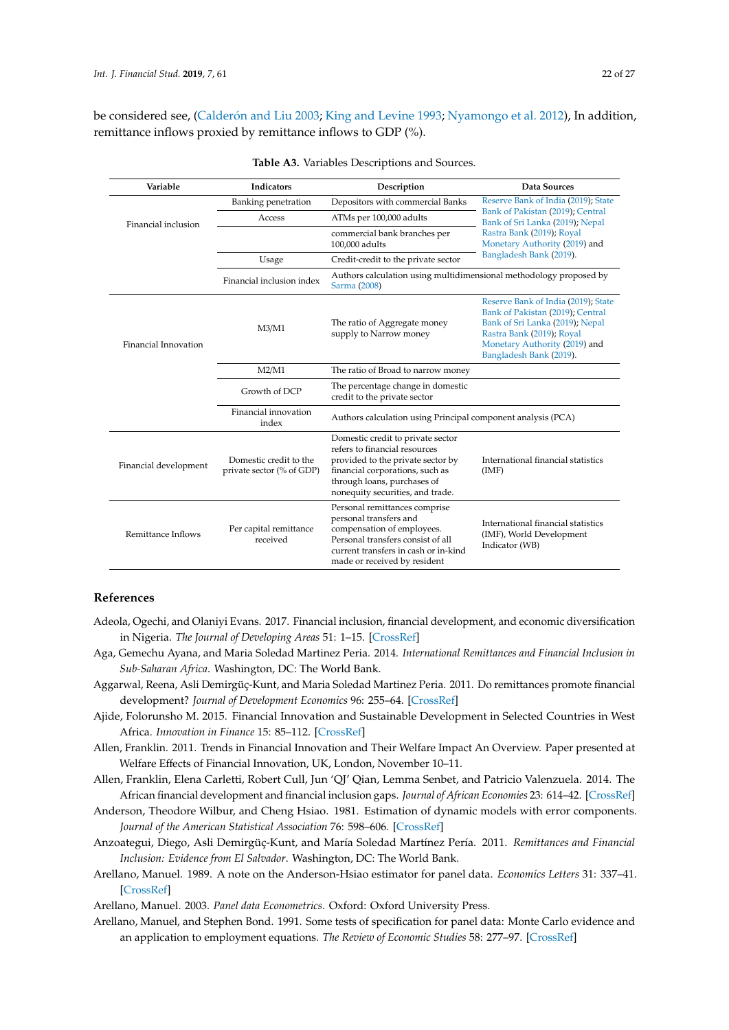be considered see, (Calderón and Liu 2003; King and Levine 1993; Nyamongo et al. 2012), In addition, remittance inflows proxied by remittance inflows to GDP (%).

**Table A3.** Variables Descriptions and Sources.

| Variable | Indicators | Description | Data Sources |
|---|---|---|---|
| Financial inclusion | Banking penetration | Depositors with commercial Banks | Reserve Bank of India (2019); State Bank of Pakistan (2019); Central Bank of Sri Lanka (2019); Nepal Rastra Bank (2019); Royal Monetary Authority (2019) and Bangladesh Bank (2019). |
| | Access | ATMs per 100,000 adults | |
| | | commercial bank branches per 100,000 adults | |
| | Usage | Credit-credit to the private sector | |
| | Financial inclusion index | Authors calculation using multidimensional methodology proposed by Sarma (2008) | |
| Financial Innovation | M3/M1 | The ratio of Aggregate money supply to Narrow money | Reserve Bank of India (2019); State Bank of Pakistan (2019); Central Bank of Sri Lanka (2019); Nepal Rastra Bank (2019); Royal Monetary Authority (2019) and Bangladesh Bank (2019). |
| | M2/M1 | The ratio of Broad to narrow money | |
| | Growth of DCP | The percentage change in domestic credit to the private sector | |
| | Financial innovation index | Authors calculation using Principal component analysis (PCA) | |
| Financial development | Domestic credit to the private sector (% of GDP) | Domestic credit to private sector refers to financial resources provided to the private sector by financial corporations, such as through loans, purchases of nonequity securities, and trade. | International financial statistics (IMF) |
| Remittance Inflows | Per capital remittance received | Personal remittances comprise personal transfers and compensation of employees. Personal transfers consist of all current transfers in cash or in-kind made or received by resident | International financial statistics (IMF), World Development Indicator (WB) |

## References

Adeola, Ogechi, and Olaniyi Evans. 2017. Financial inclusion, financial development, and economic diversification in Nigeria. *The Journal of Developing Areas* 51: 1–15. [CrossRef]

Aga, Gemechu Ayana, and Maria Soledad Martinez Peria. 2014. *International Remittances and Financial Inclusion in Sub-Saharan Africa*. Washington, DC: The World Bank.

Aggarwal, Reena, Asli Demirgüç-Kunt, and Maria Soledad Martinez Peria. 2011. Do remittances promote financial development? *Journal of Development Economics* 96: 255–64. [CrossRef]

Ajide, Folorunsho M. 2015. Financial Innovation and Sustainable Development in Selected Countries in West Africa. *Innovation in Finance* 15: 85–112. [CrossRef]

Allen, Franklin. 2011. Trends in Financial Innovation and Their Welfare Impact An Overview. Paper presented at Welfare Effects of Financial Innovation, UK, London, November 10–11.

Allen, Franklin, Elena Carletti, Robert Cull, Jun 'QJ' Qian, Lemma Senbet, and Patricio Valenzuela. 2014. The African financial development and financial inclusion gaps. *Journal of African Economies* 23: 614–42. [CrossRef]

Anderson, Theodore Wilbur, and Cheng Hsiao. 1981. Estimation of dynamic models with error components. *Journal of the American Statistical Association* 76: 598–606. [CrossRef]

Anzoategui, Diego, Asli Demirgüç-Kunt, and María Soledad Martínez Pería. 2011. *Remittances and Financial Inclusion: Evidence from El Salvador*. Washington, DC: The World Bank.

Arellano, Manuel. 1989. A note on the Anderson-Hsiao estimator for panel data. *Economics Letters* 31: 337–41. [CrossRef]

Arellano, Manuel. 2003. *Panel data Econometrics*. Oxford: Oxford University Press.

Arellano, Manuel, and Stephen Bond. 1991. Some tests of specification for panel data: Monte Carlo evidence and an application to employment equations. *The Review of Economic Studies* 58: 277–97. [CrossRef]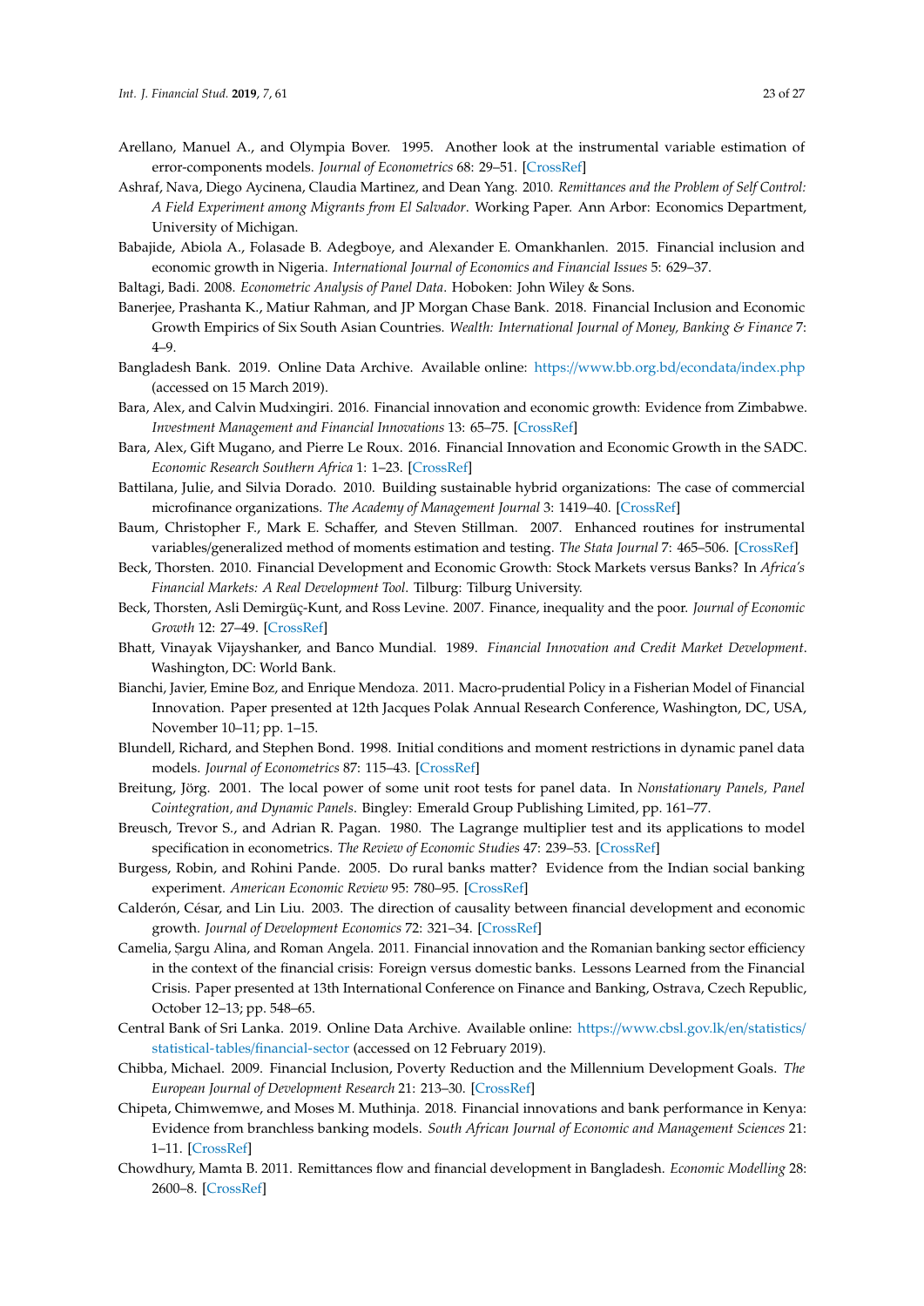Arellano, Manuel A., and Olympia Bover. 1995. Another look at the instrumental variable estimation of error-components models. *Journal of Econometrics* 68: 29–51. [CrossRef]

Ashraf, Nava, Diego Aycinena, Claudia Martinez, and Dean Yang. 2010. *Remittances and the Problem of Self Control: A Field Experiment among Migrants from El Salvador*. Working Paper. Ann Arbor: Economics Department, University of Michigan.

Babajide, Abiola A., Folasade B. Adegboye, and Alexander E. Omankhanlen. 2015. Financial inclusion and economic growth in Nigeria. *International Journal of Economics and Financial Issues* 5: 629–37.

Baltagi, Badi. 2008. *Econometric Analysis of Panel Data*. Hoboken: John Wiley & Sons.

Banerjee, Prashanta K., Matiur Rahman, and JP Morgan Chase Bank. 2018. Financial Inclusion and Economic Growth Empirics of Six South Asian Countries. *Wealth: International Journal of Money, Banking & Finance* 7: 4–9.

Bangladesh Bank. 2019. Online Data Archive. Available online: https://www.bb.org.bd/econdata/index.php (accessed on 15 March 2019).

Bara, Alex, and Calvin Mudxingiri. 2016. Financial innovation and economic growth: Evidence from Zimbabwe. *Investment Management and Financial Innovations* 13: 65–75. [CrossRef]

Bara, Alex, Gift Mugano, and Pierre Le Roux. 2016. Financial Innovation and Economic Growth in the SADC. *Economic Research Southern Africa* 1: 1–23. [CrossRef]

Battilana, Julie, and Silvia Dorado. 2010. Building sustainable hybrid organizations: The case of commercial microfinance organizations. *The Academy of Management Journal* 3: 1419–40. [CrossRef]

Baum, Christopher F., Mark E. Schaffer, and Steven Stillman. 2007. Enhanced routines for instrumental variables/generalized method of moments estimation and testing. *The Stata Journal* 7: 465–506. [CrossRef]

Beck, Thorsten. 2010. Financial Development and Economic Growth: Stock Markets versus Banks? In *Africa's Financial Markets: A Real Development Tool*. Tilburg: Tilburg University.

Beck, Thorsten, Asli Demirgüç-Kunt, and Ross Levine. 2007. Finance, inequality and the poor. *Journal of Economic Growth* 12: 27–49. [CrossRef]

Bhatt, Vinayak Vijayshanker, and Banco Mundial. 1989. *Financial Innovation and Credit Market Development*. Washington, DC: World Bank.

Bianchi, Javier, Emine Boz, and Enrique Mendoza. 2011. Macro-prudential Policy in a Fisherian Model of Financial Innovation. Paper presented at 12th Jacques Polak Annual Research Conference, Washington, DC, USA, November 10–11; pp. 1–15.

Blundell, Richard, and Stephen Bond. 1998. Initial conditions and moment restrictions in dynamic panel data models. *Journal of Econometrics* 87: 115–43. [CrossRef]

Breitung, Jörg. 2001. The local power of some unit root tests for panel data. In *Nonstationary Panels, Panel Cointegration, and Dynamic Panels*. Bingley: Emerald Group Publishing Limited, pp. 161–77.

Breusch, Trevor S., and Adrian R. Pagan. 1980. The Lagrange multiplier test and its applications to model specification in econometrics. *The Review of Economic Studies* 47: 239–53. [CrossRef]

Burgess, Robin, and Rohini Pande. 2005. Do rural banks matter? Evidence from the Indian social banking experiment. *American Economic Review* 95: 780–95. [CrossRef]

Calderón, César, and Lin Liu. 2003. The direction of causality between financial development and economic growth. *Journal of Development Economics* 72: 321–34. [CrossRef]

Camelia, Șargu Alina, and Roman Angela. 2011. Financial innovation and the Romanian banking sector efficiency in the context of the financial crisis: Foreign versus domestic banks. Lessons Learned from the Financial Crisis. Paper presented at 13th International Conference on Finance and Banking, Ostrava, Czech Republic, October 12–13; pp. 548–65.

Central Bank of Sri Lanka. 2019. Online Data Archive. Available online: https://www.cbsl.gov.lk/en/statistics/statistical-tables/financial-sector (accessed on 12 February 2019).

Chibba, Michael. 2009. Financial Inclusion, Poverty Reduction and the Millennium Development Goals. *The European Journal of Development Research* 21: 213–30. [CrossRef]

Chipeta, Chimwemwe, and Moses M. Muthinja. 2018. Financial innovations and bank performance in Kenya: Evidence from branchless banking models. *South African Journal of Economic and Management Sciences* 21: 1–11. [CrossRef]

Chowdhury, Mamta B. 2011. Remittances flow and financial development in Bangladesh. *Economic Modelling* 28: 2600–8. [CrossRef]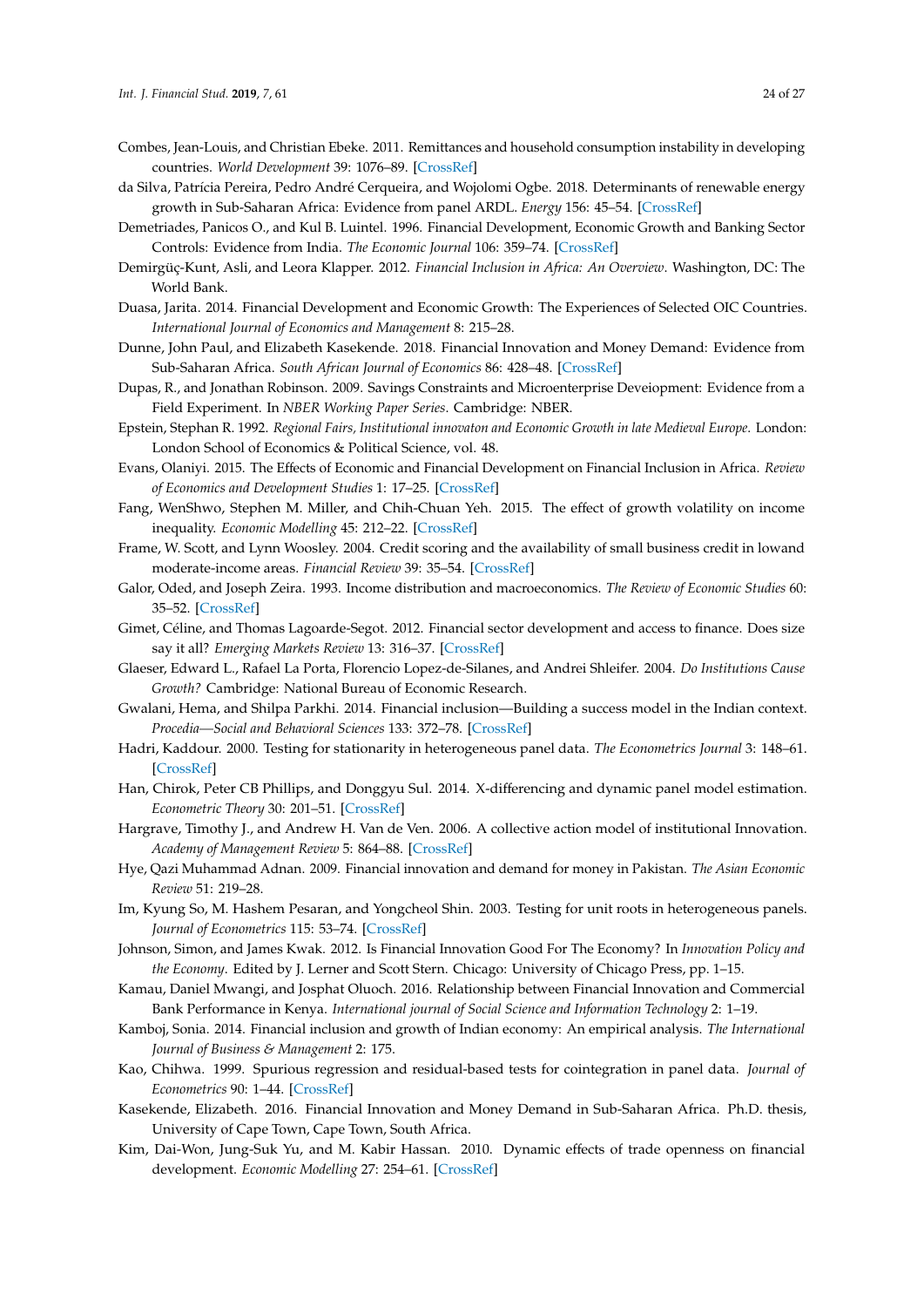Combes, Jean-Louis, and Christian Ebeke. 2011. Remittances and household consumption instability in developing countries. *World Development* 39: 1076–89. [CrossRef]

da Silva, Patrícia Pereira, Pedro André Cerqueira, and Wojolomi Ogbe. 2018. Determinants of renewable energy growth in Sub-Saharan Africa: Evidence from panel ARDL. *Energy* 156: 45–54. [CrossRef]

Demetriades, Panicos O., and Kul B. Luintel. 1996. Financial Development, Economic Growth and Banking Sector Controls: Evidence from India. *The Economic Journal* 106: 359–74. [CrossRef]

Demirgüç-Kunt, Asli, and Leora Klapper. 2012. *Financial Inclusion in Africa: An Overview*. Washington, DC: The World Bank.

Duasa, Jarita. 2014. Financial Development and Economic Growth: The Experiences of Selected OIC Countries. *International Journal of Economics and Management* 8: 215–28.

Dunne, John Paul, and Elizabeth Kasekende. 2018. Financial Innovation and Money Demand: Evidence from Sub-Saharan Africa. *South African Journal of Economics* 86: 428–48. [CrossRef]

Dupas, R., and Jonathan Robinson. 2009. Savings Constraints and Microenterprise Deveiopment: Evidence from a Field Experiment. In *NBER Working Paper Series*. Cambridge: NBER.

Epstein, Stephan R. 1992. *Regional Fairs, Institutional innovaton and Economic Growth in late Medieval Europe*. London: London School of Economics & Political Science, vol. 48.

Evans, Olaniyi. 2015. The Effects of Economic and Financial Development on Financial Inclusion in Africa. *Review of Economics and Development Studies* 1: 17–25. [CrossRef]

Fang, WenShwo, Stephen M. Miller, and Chih-Chuan Yeh. 2015. The effect of growth volatility on income inequality. *Economic Modelling* 45: 212–22. [CrossRef]

Frame, W. Scott, and Lynn Woosley. 2004. Credit scoring and the availability of small business credit in lowand moderate-income areas. *Financial Review* 39: 35–54. [CrossRef]

Galor, Oded, and Joseph Zeira. 1993. Income distribution and macroeconomics. *The Review of Economic Studies* 60: 35–52. [CrossRef]

Gimet, Céline, and Thomas Lagoarde-Segot. 2012. Financial sector development and access to finance. Does size say it all? *Emerging Markets Review* 13: 316–37. [CrossRef]

Glaeser, Edward L., Rafael La Porta, Florencio Lopez-de-Silanes, and Andrei Shleifer. 2004. *Do Institutions Cause Growth?* Cambridge: National Bureau of Economic Research.

Gwalani, Hema, and Shilpa Parkhi. 2014. Financial inclusion—Building a success model in the Indian context. *Procedia—Social and Behavioral Sciences* 133: 372–78. [CrossRef]

Hadri, Kaddour. 2000. Testing for stationarity in heterogeneous panel data. *The Econometrics Journal* 3: 148–61. [CrossRef]

Han, Chirok, Peter CB Phillips, and Donggyu Sul. 2014. X-differencing and dynamic panel model estimation. *Econometric Theory* 30: 201–51. [CrossRef]

Hargrave, Timothy J., and Andrew H. Van de Ven. 2006. A collective action model of institutional Innovation. *Academy of Management Review* 5: 864–88. [CrossRef]

Hye, Qazi Muhammad Adnan. 2009. Financial innovation and demand for money in Pakistan. *The Asian Economic Review* 51: 219–28.

Im, Kyung So, M. Hashem Pesaran, and Yongcheol Shin. 2003. Testing for unit roots in heterogeneous panels. *Journal of Econometrics* 115: 53–74. [CrossRef]

Johnson, Simon, and James Kwak. 2012. Is Financial Innovation Good For The Economy? In *Innovation Policy and the Economy*. Edited by J. Lerner and Scott Stern. Chicago: University of Chicago Press, pp. 1–15.

Kamau, Daniel Mwangi, and Josphat Oluoch. 2016. Relationship between Financial Innovation and Commercial Bank Performance in Kenya. *International journal of Social Science and Information Technology* 2: 1–19.

Kamboj, Sonia. 2014. Financial inclusion and growth of Indian economy: An empirical analysis. *The International Journal of Business & Management* 2: 175.

Kao, Chihwa. 1999. Spurious regression and residual-based tests for cointegration in panel data. *Journal of Econometrics* 90: 1–44. [CrossRef]

Kasekende, Elizabeth. 2016. Financial Innovation and Money Demand in Sub-Saharan Africa. Ph.D. thesis, University of Cape Town, Cape Town, South Africa.

Kim, Dai-Won, Jung-Suk Yu, and M. Kabir Hassan. 2010. Dynamic effects of trade openness on financial development. *Economic Modelling* 27: 254–61. [CrossRef]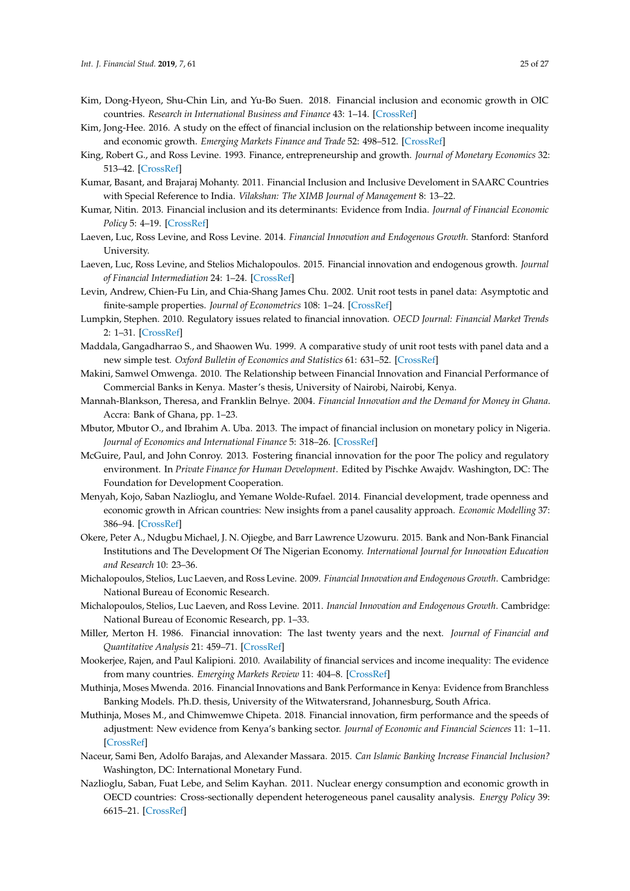Kim, Dong-Hyeon, Shu-Chin Lin, and Yu-Bo Suen. 2018. Financial inclusion and economic growth in OIC countries. *Research in International Business and Finance* 43: 1–14. [CrossRef]

Kim, Jong-Hee. 2016. A study on the effect of financial inclusion on the relationship between income inequality and economic growth. *Emerging Markets Finance and Trade* 52: 498–512. [CrossRef]

King, Robert G., and Ross Levine. 1993. Finance, entrepreneurship and growth. *Journal of Monetary Economics* 32: 513–42. [CrossRef]

Kumar, Basant, and Brajaraj Mohanty. 2011. Financial Inclusion and Inclusive Develoment in SAARC Countries with Special Reference to India. *Vilakshan: The XIMB Journal of Management* 8: 13–22.

Kumar, Nitin. 2013. Financial inclusion and its determinants: Evidence from India. *Journal of Financial Economic Policy* 5: 4–19. [CrossRef]

Laeven, Luc, Ross Levine, and Ross Levine. 2014. *Financial Innovation and Endogenous Growth*. Stanford: Stanford University.

Laeven, Luc, Ross Levine, and Stelios Michalopoulos. 2015. Financial innovation and endogenous growth. *Journal of Financial Intermediation* 24: 1–24. [CrossRef]

Levin, Andrew, Chien-Fu Lin, and Chia-Shang James Chu. 2002. Unit root tests in panel data: Asymptotic and finite-sample properties. *Journal of Econometrics* 108: 1–24. [CrossRef]

Lumpkin, Stephen. 2010. Regulatory issues related to financial innovation. *OECD Journal: Financial Market Trends* 2: 1–31. [CrossRef]

Maddala, Gangadharrao S., and Shaowen Wu. 1999. A comparative study of unit root tests with panel data and a new simple test. *Oxford Bulletin of Economics and Statistics* 61: 631–52. [CrossRef]

Makini, Samwel Omwenga. 2010. The Relationship between Financial Innovation and Financial Performance of Commercial Banks in Kenya. Master's thesis, University of Nairobi, Nairobi, Kenya.

Mannah-Blankson, Theresa, and Franklin Belnye. 2004. *Financial Innovation and the Demand for Money in Ghana*. Accra: Bank of Ghana, pp. 1–23.

Mbutor, Mbutor O., and Ibrahim A. Uba. 2013. The impact of financial inclusion on monetary policy in Nigeria. *Journal of Economics and International Finance* 5: 318–26. [CrossRef]

McGuire, Paul, and John Conroy. 2013. Fostering financial innovation for the poor The policy and regulatory environment. In *Private Finance for Human Development*. Edited by Pischke Awajdv. Washington, DC: The Foundation for Development Cooperation.

Menyah, Kojo, Saban Nazlioglu, and Yemane Wolde-Rufael. 2014. Financial development, trade openness and economic growth in African countries: New insights from a panel causality approach. *Economic Modelling* 37: 386–94. [CrossRef]

Okere, Peter A., Ndugbu Michael, J. N. Ojiegbe, and Barr Lawrence Uzowuru. 2015. Bank and Non-Bank Financial Institutions and The Development Of The Nigerian Economy. *International Journal for Innovation Education and Research* 10: 23–36.

Michalopoulos, Stelios, Luc Laeven, and Ross Levine. 2009. *Financial Innovation and Endogenous Growth*. Cambridge: National Bureau of Economic Research.

Michalopoulos, Stelios, Luc Laeven, and Ross Levine. 2011. *Inancial Innovation and Endogenous Growth*. Cambridge: National Bureau of Economic Research, pp. 1–33.

Miller, Merton H. 1986. Financial innovation: The last twenty years and the next. *Journal of Financial and Quantitative Analysis* 21: 459–71. [CrossRef]

Mookerjee, Rajen, and Paul Kalipioni. 2010. Availability of financial services and income inequality: The evidence from many countries. *Emerging Markets Review* 11: 404–8. [CrossRef]

Muthinja, Moses Mwenda. 2016. Financial Innovations and Bank Performance in Kenya: Evidence from Branchless Banking Models. Ph.D. thesis, University of the Witwatersrand, Johannesburg, South Africa.

Muthinja, Moses M., and Chimwemwe Chipeta. 2018. Financial innovation, firm performance and the speeds of adjustment: New evidence from Kenya's banking sector. *Journal of Economic and Financial Sciences* 11: 1–11. [CrossRef]

Naceur, Sami Ben, Adolfo Barajas, and Alexander Massara. 2015. *Can Islamic Banking Increase Financial Inclusion?* Washington, DC: International Monetary Fund.

Nazlioglu, Saban, Fuat Lebe, and Selim Kayhan. 2011. Nuclear energy consumption and economic growth in OECD countries: Cross-sectionally dependent heterogeneous panel causality analysis. *Energy Policy* 39: 6615–21. [CrossRef]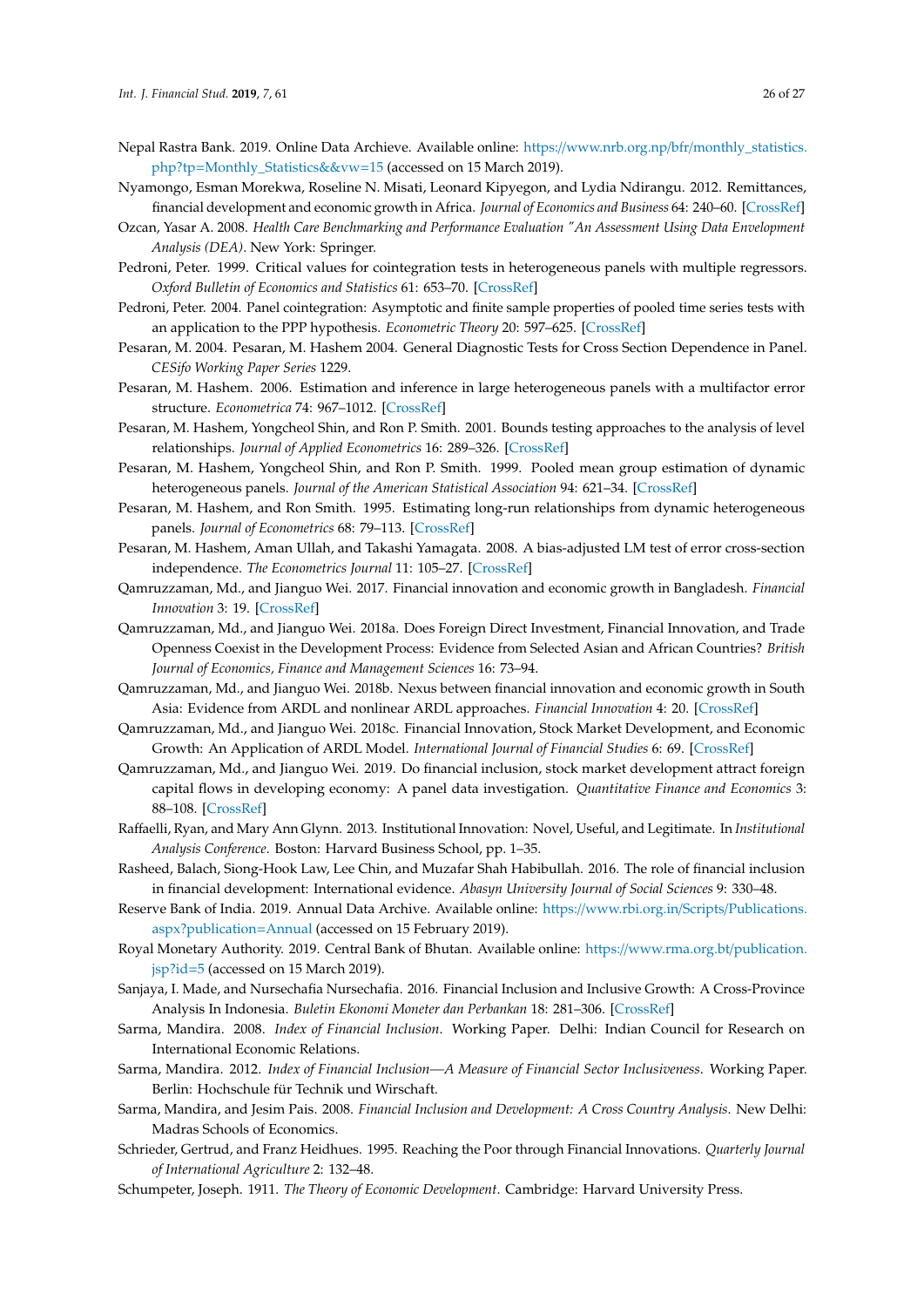Nepal Rastra Bank. 2019. Online Data Archieve. Available online: https://www.nrb.org.np/bfr/monthly_statistics.php?tp=Monthly_Statistics&&vw=15 (accessed on 15 March 2019).

Nyamongo, Esman Morekwa, Roseline N. Misati, Leonard Kipyegon, and Lydia Ndirangu. 2012. Remittances, financial development and economic growth in Africa. *Journal of Economics and Business* 64: 240–60. [CrossRef]

Ozcan, Yasar A. 2008. *Health Care Benchmarking and Performance Evaluation "An Assessment Using Data Envelopment Analysis (DEA)*. New York: Springer.

Pedroni, Peter. 1999. Critical values for cointegration tests in heterogeneous panels with multiple regressors. *Oxford Bulletin of Economics and Statistics* 61: 653–70. [CrossRef]

Pedroni, Peter. 2004. Panel cointegration: Asymptotic and finite sample properties of pooled time series tests with an application to the PPP hypothesis. *Econometric Theory* 20: 597–625. [CrossRef]

Pesaran, M. 2004. Pesaran, M. Hashem 2004. General Diagnostic Tests for Cross Section Dependence in Panel. *CESifo Working Paper Series* 1229.

Pesaran, M. Hashem. 2006. Estimation and inference in large heterogeneous panels with a multifactor error structure. *Econometrica* 74: 967–1012. [CrossRef]

Pesaran, M. Hashem, Yongcheol Shin, and Ron P. Smith. 2001. Bounds testing approaches to the analysis of level relationships. *Journal of Applied Econometrics* 16: 289–326. [CrossRef]

Pesaran, M. Hashem, Yongcheol Shin, and Ron P. Smith. 1999. Pooled mean group estimation of dynamic heterogeneous panels. *Journal of the American Statistical Association* 94: 621–34. [CrossRef]

Pesaran, M. Hashem, and Ron Smith. 1995. Estimating long-run relationships from dynamic heterogeneous panels. *Journal of Econometrics* 68: 79–113. [CrossRef]

Pesaran, M. Hashem, Aman Ullah, and Takashi Yamagata. 2008. A bias-adjusted LM test of error cross-section independence. *The Econometrics Journal* 11: 105–27. [CrossRef]

Qamruzzaman, Md., and Jianguo Wei. 2017. Financial innovation and economic growth in Bangladesh. *Financial Innovation* 3: 19. [CrossRef]

Qamruzzaman, Md., and Jianguo Wei. 2018a. Does Foreign Direct Investment, Financial Innovation, and Trade Openness Coexist in the Development Process: Evidence from Selected Asian and African Countries? *British Journal of Economics, Finance and Management Sciences* 16: 73–94.

Qamruzzaman, Md., and Jianguo Wei. 2018b. Nexus between financial innovation and economic growth in South Asia: Evidence from ARDL and nonlinear ARDL approaches. *Financial Innovation* 4: 20. [CrossRef]

Qamruzzaman, Md., and Jianguo Wei. 2018c. Financial Innovation, Stock Market Development, and Economic Growth: An Application of ARDL Model. *International Journal of Financial Studies* 6: 69. [CrossRef]

Qamruzzaman, Md., and Jianguo Wei. 2019. Do financial inclusion, stock market development attract foreign capital flows in developing economy: A panel data investigation. *Quantitative Finance and Economics* 3: 88–108. [CrossRef]

Raffaelli, Ryan, and Mary Ann Glynn. 2013. Institutional Innovation: Novel, Useful, and Legitimate. In *Institutional Analysis Conference*. Boston: Harvard Business School, pp. 1–35.

Rasheed, Balach, Siong-Hook Law, Lee Chin, and Muzafar Shah Habibullah. 2016. The role of financial inclusion in financial development: International evidence. *Abasyn University Journal of Social Sciences* 9: 330–48.

Reserve Bank of India. 2019. Annual Data Archive. Available online: https://www.rbi.org.in/Scripts/Publications.aspx?publication=Annual (accessed on 15 February 2019).

Royal Monetary Authority. 2019. Central Bank of Bhutan. Available online: https://www.rma.org.bt/publication.jsp?id=5 (accessed on 15 March 2019).

Sanjaya, I. Made, and Nursechafia Nursechafia. 2016. Financial Inclusion and Inclusive Growth: A Cross-Province Analysis In Indonesia. *Buletin Ekonomi Moneter dan Perbankan* 18: 281–306. [CrossRef]

Sarma, Mandira. 2008. *Index of Financial Inclusion*. Working Paper. Delhi: Indian Council for Research on International Economic Relations.

Sarma, Mandira. 2012. *Index of Financial Inclusion—A Measure of Financial Sector Inclusiveness*. Working Paper. Berlin: Hochschule für Technik und Wirschaft.

Sarma, Mandira, and Jesim Pais. 2008. *Financial Inclusion and Development: A Cross Country Analysis*. New Delhi: Madras Schools of Economics.

Schrieder, Gertrud, and Franz Heidhues. 1995. Reaching the Poor through Financial Innovations. *Quarterly Journal of International Agriculture* 2: 132–48.

Schumpeter, Joseph. 1911. *The Theory of Economic Development*. Cambridge: Harvard University Press.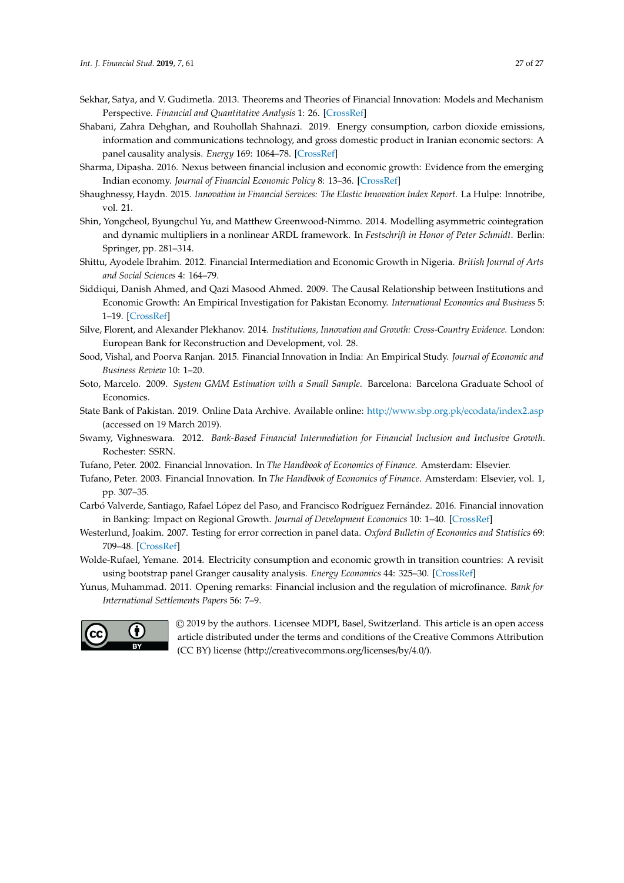Sekhar, Satya, and V. Gudimetla. 2013. Theorems and Theories of Financial Innovation: Models and Mechanism Perspective. *Financial and Quantitative Analysis* 1: 26. [CrossRef]

Shabani, Zahra Dehghan, and Rouhollah Shahnazi. 2019. Energy consumption, carbon dioxide emissions, information and communications technology, and gross domestic product in Iranian economic sectors: A panel causality analysis. *Energy* 169: 1064–78. [CrossRef]

Sharma, Dipasha. 2016. Nexus between financial inclusion and economic growth: Evidence from the emerging Indian economy. *Journal of Financial Economic Policy* 8: 13–36. [CrossRef]

Shaughnessy, Haydn. 2015. *Innovation in Financial Services: The Elastic Innovation Index Report*. La Hulpe: Innotribe, vol. 21.

Shin, Yongcheol, Byungchul Yu, and Matthew Greenwood-Nimmo. 2014. Modelling asymmetric cointegration and dynamic multipliers in a nonlinear ARDL framework. In *Festschrift in Honor of Peter Schmidt*. Berlin: Springer, pp. 281–314.

Shittu, Ayodele Ibrahim. 2012. Financial Intermediation and Economic Growth in Nigeria. *British Journal of Arts and Social Sciences* 4: 164–79.

Siddiqui, Danish Ahmed, and Qazi Masood Ahmed. 2009. The Causal Relationship between Institutions and Economic Growth: An Empirical Investigation for Pakistan Economy. *International Economics and Business* 5: 1–19. [CrossRef]

Silve, Florent, and Alexander Plekhanov. 2014. *Institutions, Innovation and Growth: Cross-Country Evidence*. London: European Bank for Reconstruction and Development, vol. 28.

Sood, Vishal, and Poorva Ranjan. 2015. Financial Innovation in India: An Empirical Study. *Journal of Economic and Business Review* 10: 1–20.

Soto, Marcelo. 2009. *System GMM Estimation with a Small Sample*. Barcelona: Barcelona Graduate School of Economics.

State Bank of Pakistan. 2019. Online Data Archive. Available online: http://www.sbp.org.pk/ecodata/index2.asp (accessed on 19 March 2019).

Swamy, Vighneswara. 2012. *Bank-Based Financial Intermediation for Financial Inclusion and Inclusive Growth*. Rochester: SSRN.

Tufano, Peter. 2002. Financial Innovation. In *The Handbook of Economics of Finance*. Amsterdam: Elsevier.

Tufano, Peter. 2003. Financial Innovation. In *The Handbook of Economics of Finance*. Amsterdam: Elsevier, vol. 1, pp. 307–35.

Carbó Valverde, Santiago, Rafael López del Paso, and Francisco Rodríguez Fernández. 2016. Financial innovation in Banking: Impact on Regional Growth. *Journal of Development Economics* 10: 1–40. [CrossRef]

Westerlund, Joakim. 2007. Testing for error correction in panel data. *Oxford Bulletin of Economics and Statistics* 69: 709–48. [CrossRef]

Wolde-Rufael, Yemane. 2014. Electricity consumption and economic growth in transition countries: A revisit using bootstrap panel Granger causality analysis. *Energy Economics* 44: 325–30. [CrossRef]

Yunus, Muhammad. 2011. Opening remarks: Financial inclusion and the regulation of microfinance. *Bank for International Settlements Papers* 56: 7–9.

© 2019 by the authors. Licensee MDPI, Basel, Switzerland. This article is an open access article distributed under the terms and conditions of the Creative Commons Attribution (CC BY) license (http://creativecommons.org/licenses/by/4.0/).